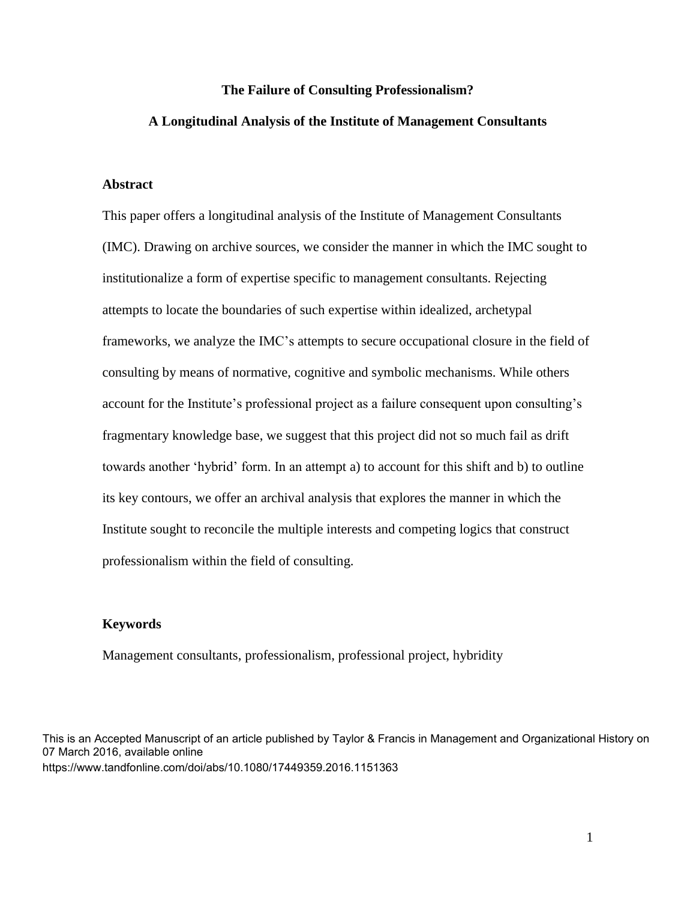# The Failure of Consulting Professionalism?

## A Longitudinal Analysis of the Institute of Management Consultants

### Abstract

This paper offers a longitudinal analysis of the Institute of Management Consultants (IMC). Drawing on archive sources, we consider the manner in which the IMC sought to institutionalize a form of expertise specific to management consultants. Rejecting attempts to locate the boundaries of such expertise within idealized, archetypal frameworks, we analyze the IMC's attempts to secure occupational closure in the field of consulting by means of normative, cognitive and symbolic mechanisms. While others account for the Institute's professional project as a failure consequent upon consulting's fragmentary knowledge base, we suggest that this project did not so much fail as drift towards another 'hybrid' form. In an attempt a) to account for this shift and b) to outline its key contours, we offer an archival analysis that explores the manner in which the Institute sought to reconcile the multiple interests and competing logics that construct professionalism within the field of consulting.

### Keywords

Management consultants, professionalism, professional project, hybridity

This is an Accepted Manuscript of an article published by Taylor & Francis in Management and Organizational History on 07 March 2016, available online https://www.tandfonline.com/doi/abs/10.1080/17449359.2016.1151363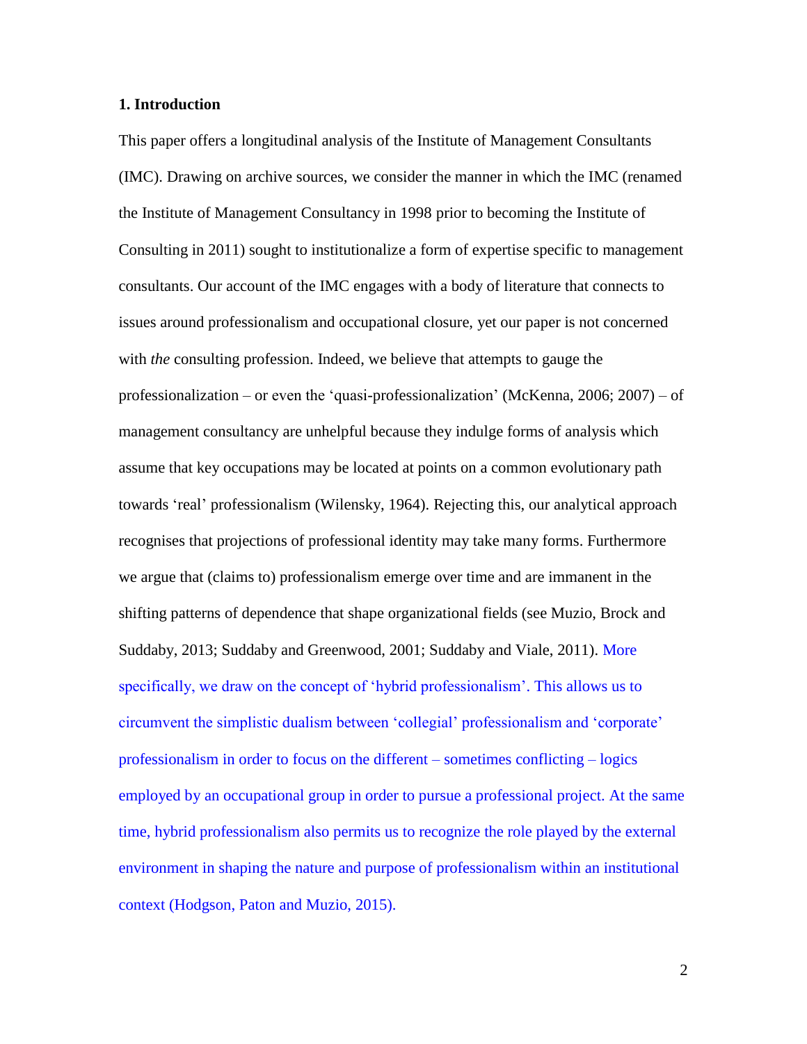## 1. Introduction

This paper offers a longitudinal analysis of the Institute of Management Consultants (IMC). Drawing on archive sources, we consider the manner in which the IMC (renamed the Institute of Management Consultancy in 1998 prior to becoming the Institute of Consulting in 2011) sought to institutionalize a form of expertise specific to management consultants. Our account of the IMC engages with a body of literature that connects to issues around professionalism and occupational closure, yet our paper is not concerned with *the* consulting profession. Indeed, we believe that attempts to gauge the professionalization – or even the 'quasi-professionalization' (McKenna, 2006; 2007) – of management consultancy are unhelpful because they indulge forms of analysis which assume that key occupations may be located at points on a common evolutionary path towards 'real' professionalism (Wilensky, 1964). Rejecting this, our analytical approach recognises that projections of professional identity may take many forms. Furthermore we argue that (claims to) professionalism emerge over time and are immanent in the shifting patterns of dependence that shape organizational fields (see Muzio, Brock and Suddaby, 2013; Suddaby and Greenwood, 2001; Suddaby and Viale, 2011). More specifically, we draw on the concept of 'hybrid professionalism'. This allows us to circumvent the simplistic dualism between 'collegial' professionalism and 'corporate' professionalism in order to focus on the different – sometimes conflicting – logics employed by an occupational group in order to pursue a professional project. At the same time, hybrid professionalism also permits us to recognize the role played by the external environment in shaping the nature and purpose of professionalism within an institutional context (Hodgson, Paton and Muzio, 2015).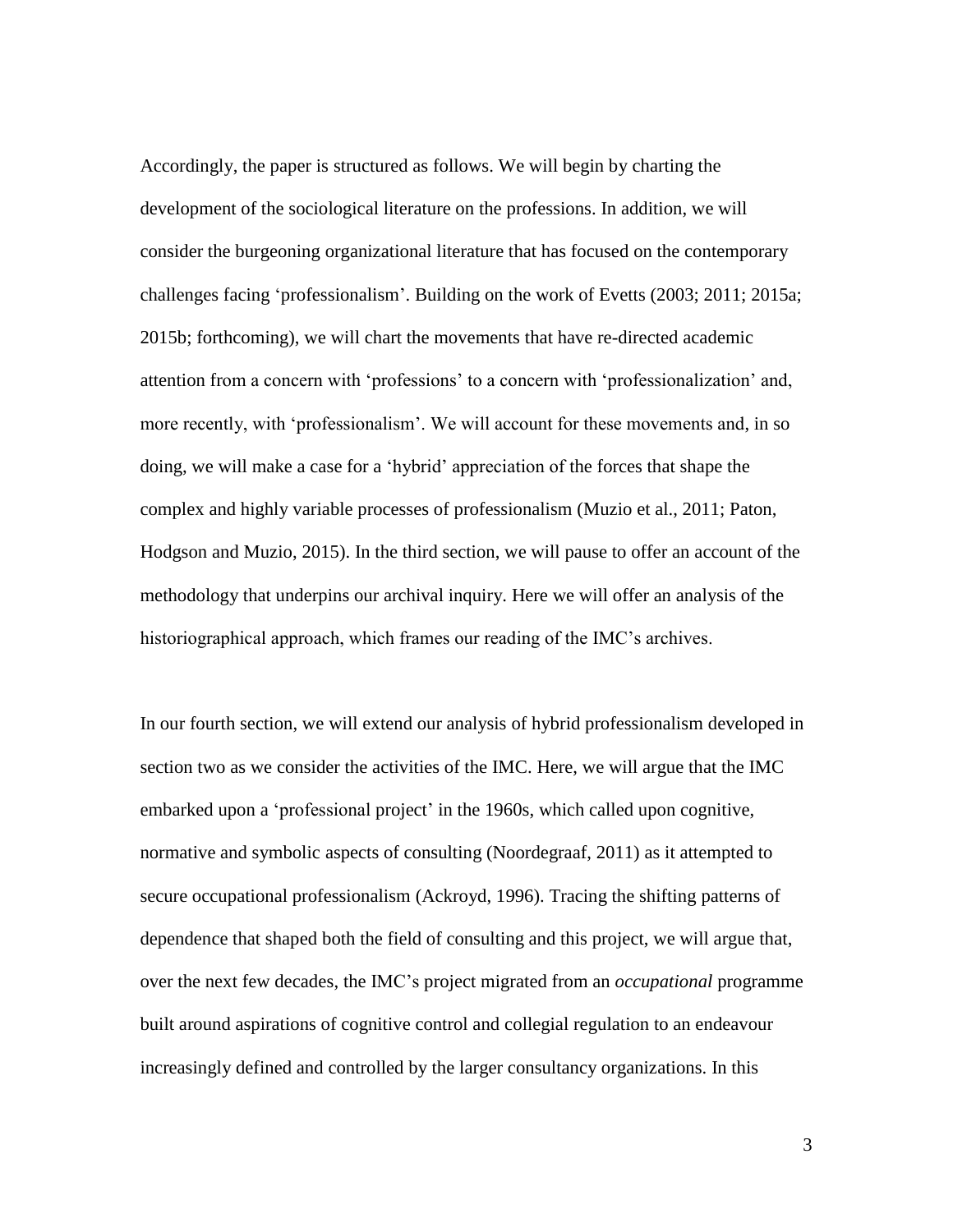Accordingly, the paper is structured as follows. We will begin by charting the development of the sociological literature on the professions. In addition, we will consider the burgeoning organizational literature that has focused on the contemporary challenges facing 'professionalism'. Building on the work of Evetts (2003; 2011; 2015a; 2015b; forthcoming), we will chart the movements that have re-directed academic attention from a concern with 'professions' to a concern with 'professionalization' and, more recently, with 'professionalism'. We will account for these movements and, in so doing, we will make a case for a 'hybrid' appreciation of the forces that shape the complex and highly variable processes of professionalism (Muzio et al., 2011; Paton, Hodgson and Muzio, 2015). In the third section, we will pause to offer an account of the methodology that underpins our archival inquiry. Here we will offer an analysis of the historiographical approach, which frames our reading of the IMC's archives.

In our fourth section, we will extend our analysis of hybrid professionalism developed in section two as we consider the activities of the IMC. Here, we will argue that the IMC embarked upon a 'professional project' in the 1960s, which called upon cognitive, normative and symbolic aspects of consulting (Noordegraaf, 2011) as it attempted to secure occupational professionalism (Ackroyd, 1996). Tracing the shifting patterns of dependence that shaped both the field of consulting and this project, we will argue that, over the next few decades, the IMC's project migrated from an *occupational* programme built around aspirations of cognitive control and collegial regulation to an endeavour increasingly defined and controlled by the larger consultancy organizations. In this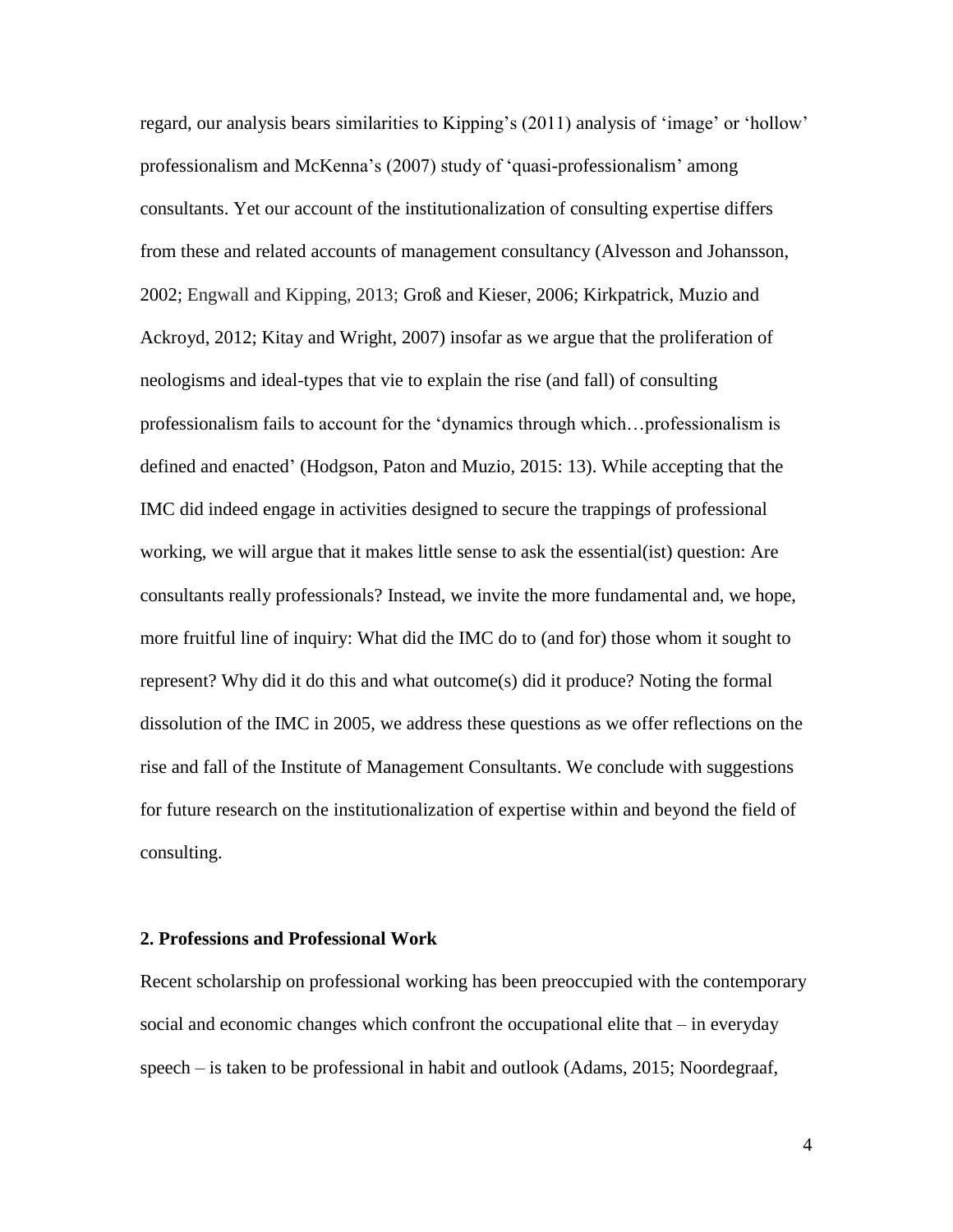regard, our analysis bears similarities to Kipping's (2011) analysis of 'image' or 'hollow' professionalism and McKenna's (2007) study of 'quasi-professionalism' among consultants. Yet our account of the institutionalization of consulting expertise differs from these and related accounts of management consultancy (Alvesson and Johansson, 2002; Engwall and Kipping, 2013; Groß and Kieser, 2006; Kirkpatrick, Muzio and Ackroyd, 2012; Kitay and Wright, 2007) insofar as we argue that the proliferation of neologisms and ideal-types that vie to explain the rise (and fall) of consulting professionalism fails to account for the 'dynamics through which…professionalism is defined and enacted' (Hodgson, Paton and Muzio, 2015: 13). While accepting that the IMC did indeed engage in activities designed to secure the trappings of professional working, we will argue that it makes little sense to ask the essential(ist) question: Are consultants really professionals? Instead, we invite the more fundamental and, we hope, more fruitful line of inquiry: What did the IMC do to (and for) those whom it sought to represent? Why did it do this and what outcome(s) did it produce? Noting the formal dissolution of the IMC in 2005, we address these questions as we offer reflections on the rise and fall of the Institute of Management Consultants. We conclude with suggestions for future research on the institutionalization of expertise within and beyond the field of consulting.

## 2. Professions and Professional Work

Recent scholarship on professional working has been preoccupied with the contemporary social and economic changes which confront the occupational elite that – in everyday speech – is taken to be professional in habit and outlook (Adams, 2015; Noordegraaf,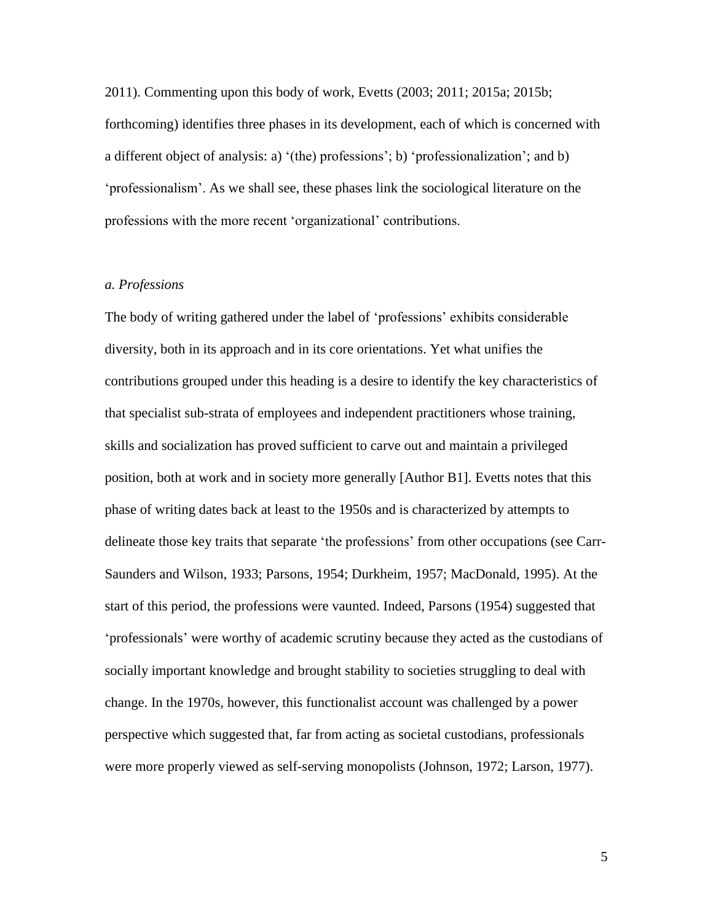2011). Commenting upon this body of work, Evetts (2003; 2011; 2015a; 2015b; forthcoming) identifies three phases in its development, each of which is concerned with a different object of analysis: a) '(the) professions'; b) 'professionalization'; and b) 'professionalism'. As we shall see, these phases link the sociological literature on the professions with the more recent 'organizational' contributions.

### *a. Professions*

The body of writing gathered under the label of 'professions' exhibits considerable diversity, both in its approach and in its core orientations. Yet what unifies the contributions grouped under this heading is a desire to identify the key characteristics of that specialist sub-strata of employees and independent practitioners whose training, skills and socialization has proved sufficient to carve out and maintain a privileged position, both at work and in society more generally [Author B1]. Evetts notes that this phase of writing dates back at least to the 1950s and is characterized by attempts to delineate those key traits that separate 'the professions' from other occupations (see Carr-Saunders and Wilson, 1933; Parsons, 1954; Durkheim, 1957; MacDonald, 1995). At the start of this period, the professions were vaunted. Indeed, Parsons (1954) suggested that 'professionals' were worthy of academic scrutiny because they acted as the custodians of socially important knowledge and brought stability to societies struggling to deal with change. In the 1970s, however, this functionalist account was challenged by a power perspective which suggested that, far from acting as societal custodians, professionals were more properly viewed as self-serving monopolists (Johnson, 1972; Larson, 1977).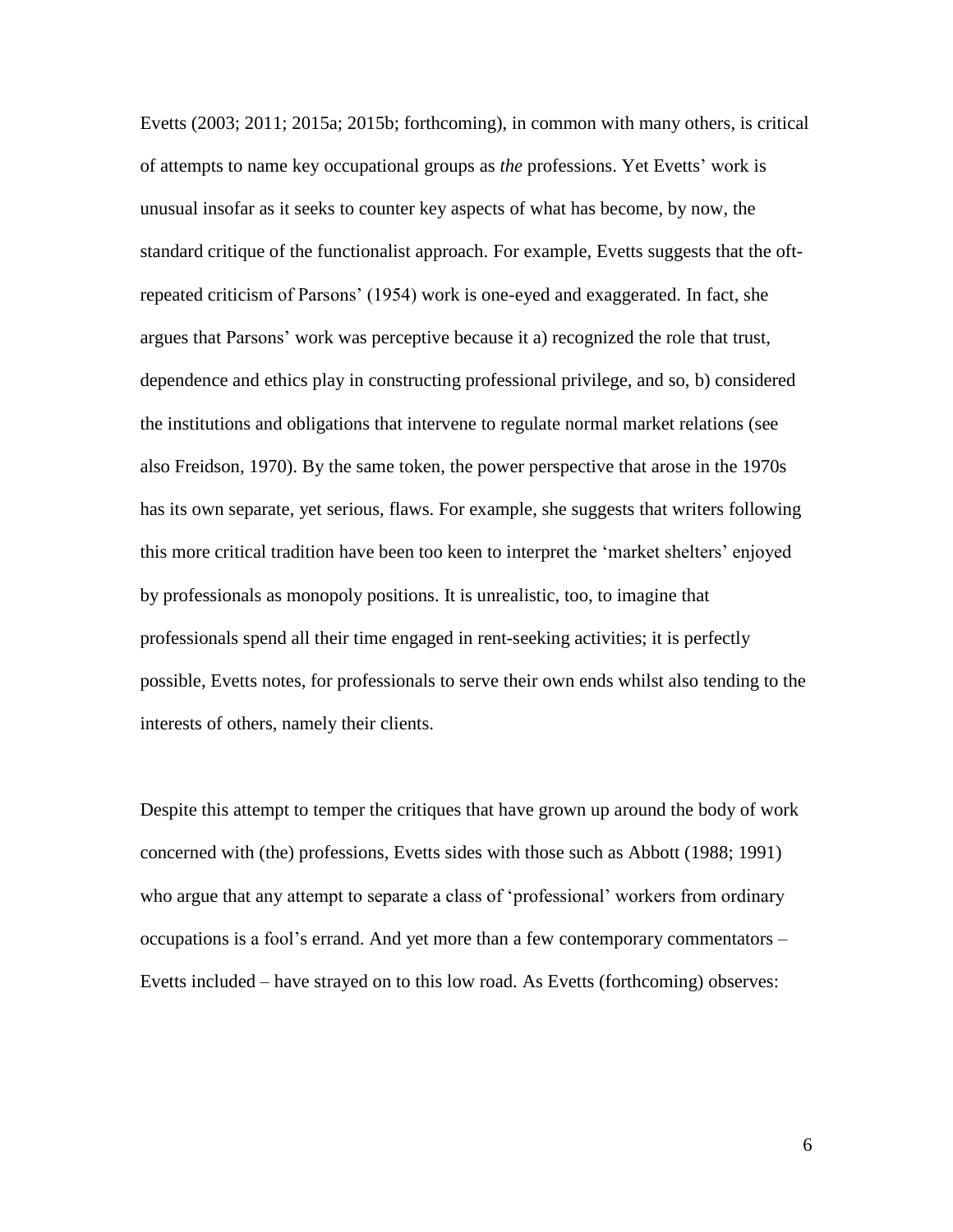Evetts (2003; 2011; 2015a; 2015b; forthcoming), in common with many others, is critical of attempts to name key occupational groups as *the* professions. Yet Evetts' work is unusual insofar as it seeks to counter key aspects of what has become, by now, the standard critique of the functionalist approach. For example, Evetts suggests that the oft-repeated criticism of Parsons' (1954) work is one-eyed and exaggerated. In fact, she argues that Parsons' work was perceptive because it a) recognized the role that trust, dependence and ethics play in constructing professional privilege, and so, b) considered the institutions and obligations that intervene to regulate normal market relations (see also Freidson, 1970). By the same token, the power perspective that arose in the 1970s has its own separate, yet serious, flaws. For example, she suggests that writers following this more critical tradition have been too keen to interpret the 'market shelters' enjoyed by professionals as monopoly positions. It is unrealistic, too, to imagine that professionals spend all their time engaged in rent-seeking activities; it is perfectly possible, Evetts notes, for professionals to serve their own ends whilst also tending to the interests of others, namely their clients.

Despite this attempt to temper the critiques that have grown up around the body of work concerned with (the) professions, Evetts sides with those such as Abbott (1988; 1991) who argue that any attempt to separate a class of 'professional' workers from ordinary occupations is a fool's errand. And yet more than a few contemporary commentators – Evetts included – have strayed on to this low road. As Evetts (forthcoming) observes: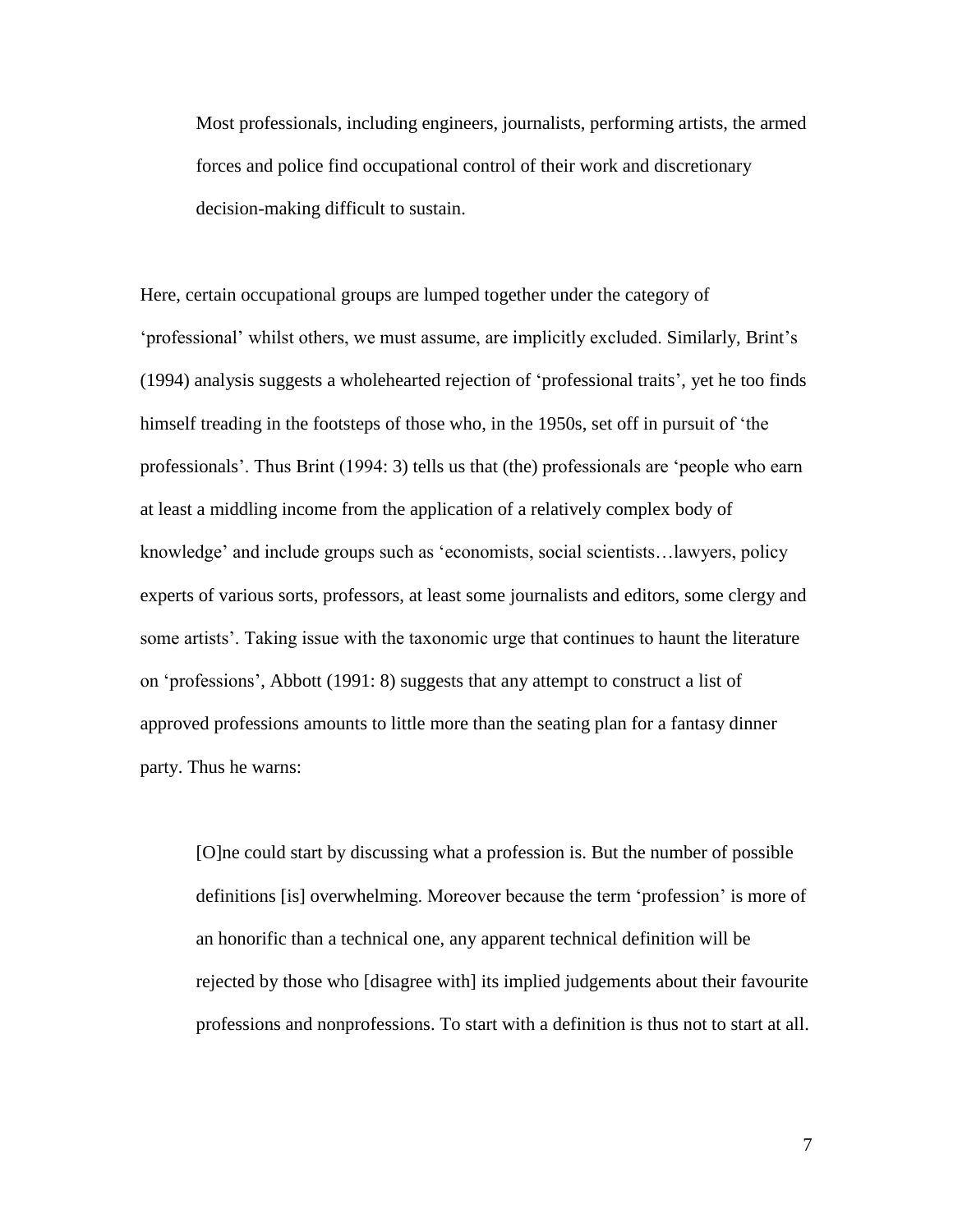> Most professionals, including engineers, journalists, performing artists, the armed forces and police find occupational control of their work and discretionary decision-making difficult to sustain.

Here, certain occupational groups are lumped together under the category of 'professional' whilst others, we must assume, are implicitly excluded. Similarly, Brint's (1994) analysis suggests a wholehearted rejection of 'professional traits', yet he too finds himself treading in the footsteps of those who, in the 1950s, set off in pursuit of 'the professionals'. Thus Brint (1994: 3) tells us that (the) professionals are 'people who earn at least a middling income from the application of a relatively complex body of knowledge' and include groups such as 'economists, social scientists…lawyers, policy experts of various sorts, professors, at least some journalists and editors, some clergy and some artists'. Taking issue with the taxonomic urge that continues to haunt the literature on 'professions', Abbott (1991: 8) suggests that any attempt to construct a list of approved professions amounts to little more than the seating plan for a fantasy dinner party. Thus he warns:

> [O]ne could start by discussing what a profession is. But the number of possible definitions [is] overwhelming. Moreover because the term 'profession' is more of an honorific than a technical one, any apparent technical definition will be rejected by those who [disagree with] its implied judgements about their favourite professions and nonprofessions. To start with a definition is thus not to start at all.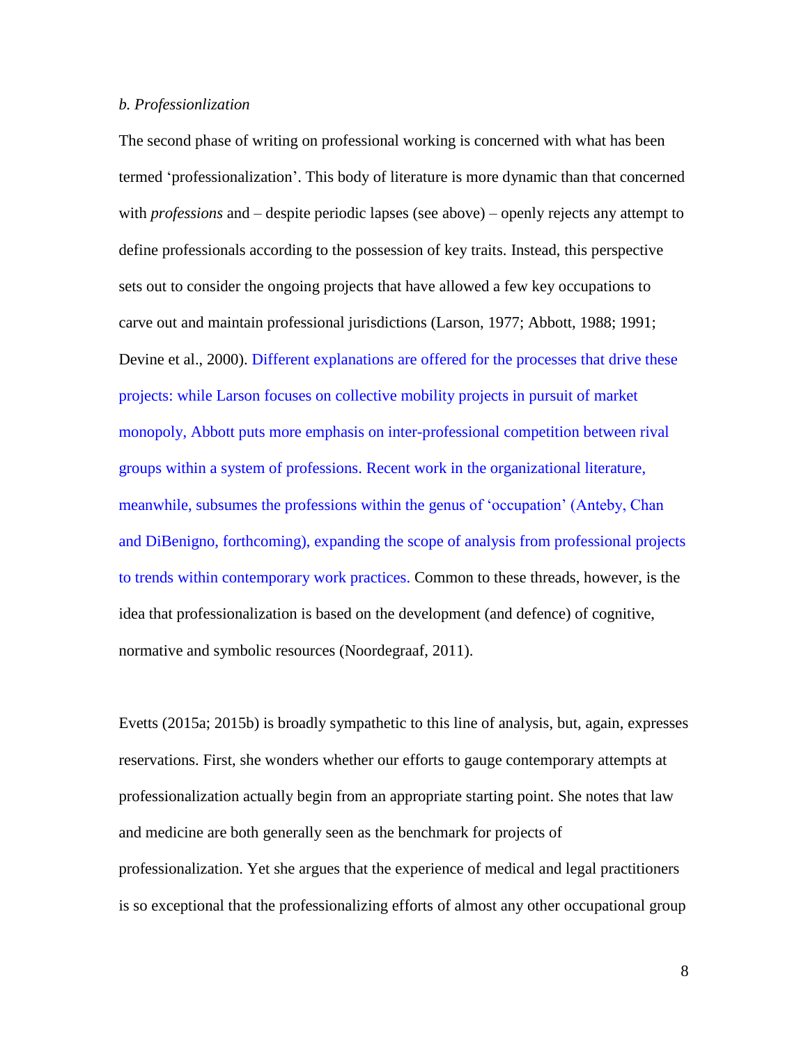*b. Professionlization*

The second phase of writing on professional working is concerned with what has been termed 'professionalization'. This body of literature is more dynamic than that concerned with *professions* and – despite periodic lapses (see above) – openly rejects any attempt to define professionals according to the possession of key traits. Instead, this perspective sets out to consider the ongoing projects that have allowed a few key occupations to carve out and maintain professional jurisdictions (Larson, 1977; Abbott, 1988; 1991; Devine et al., 2000). Different explanations are offered for the processes that drive these projects: while Larson focuses on collective mobility projects in pursuit of market monopoly, Abbott puts more emphasis on inter-professional competition between rival groups within a system of professions. Recent work in the organizational literature, meanwhile, subsumes the professions within the genus of 'occupation' (Anteby, Chan and DiBenigno, forthcoming), expanding the scope of analysis from professional projects to trends within contemporary work practices. Common to these threads, however, is the idea that professionalization is based on the development (and defence) of cognitive, normative and symbolic resources (Noordegraaf, 2011).

Evetts (2015a; 2015b) is broadly sympathetic to this line of analysis, but, again, expresses reservations. First, she wonders whether our efforts to gauge contemporary attempts at professionalization actually begin from an appropriate starting point. She notes that law and medicine are both generally seen as the benchmark for projects of professionalization. Yet she argues that the experience of medical and legal practitioners is so exceptional that the professionalizing efforts of almost any other occupational group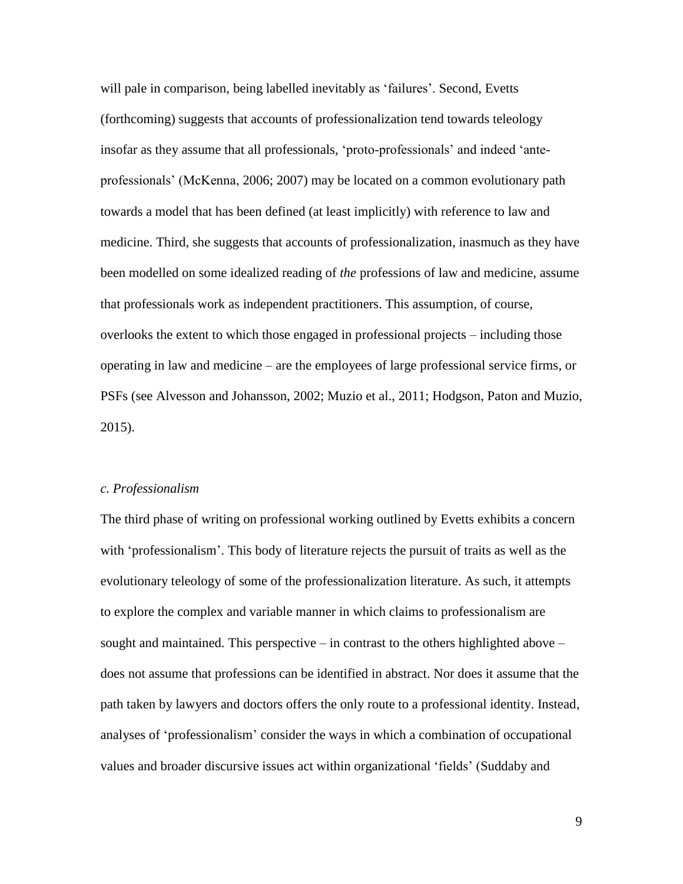will pale in comparison, being labelled inevitably as 'failures'. Second, Evetts (forthcoming) suggests that accounts of professionalization tend towards teleology insofar as they assume that all professionals, 'proto-professionals' and indeed 'ante-professionals' (McKenna, 2006; 2007) may be located on a common evolutionary path towards a model that has been defined (at least implicitly) with reference to law and medicine. Third, she suggests that accounts of professionalization, inasmuch as they have been modelled on some idealized reading of *the* professions of law and medicine, assume that professionals work as independent practitioners. This assumption, of course, overlooks the extent to which those engaged in professional projects – including those operating in law and medicine – are the employees of large professional service firms, or PSFs (see Alvesson and Johansson, 2002; Muzio et al., 2011; Hodgson, Paton and Muzio, 2015).

### *c. Professionalism*

The third phase of writing on professional working outlined by Evetts exhibits a concern with 'professionalism'. This body of literature rejects the pursuit of traits as well as the evolutionary teleology of some of the professionalization literature. As such, it attempts to explore the complex and variable manner in which claims to professionalism are sought and maintained. This perspective – in contrast to the others highlighted above – does not assume that professions can be identified in abstract. Nor does it assume that the path taken by lawyers and doctors offers the only route to a professional identity. Instead, analyses of 'professionalism' consider the ways in which a combination of occupational values and broader discursive issues act within organizational 'fields' (Suddaby and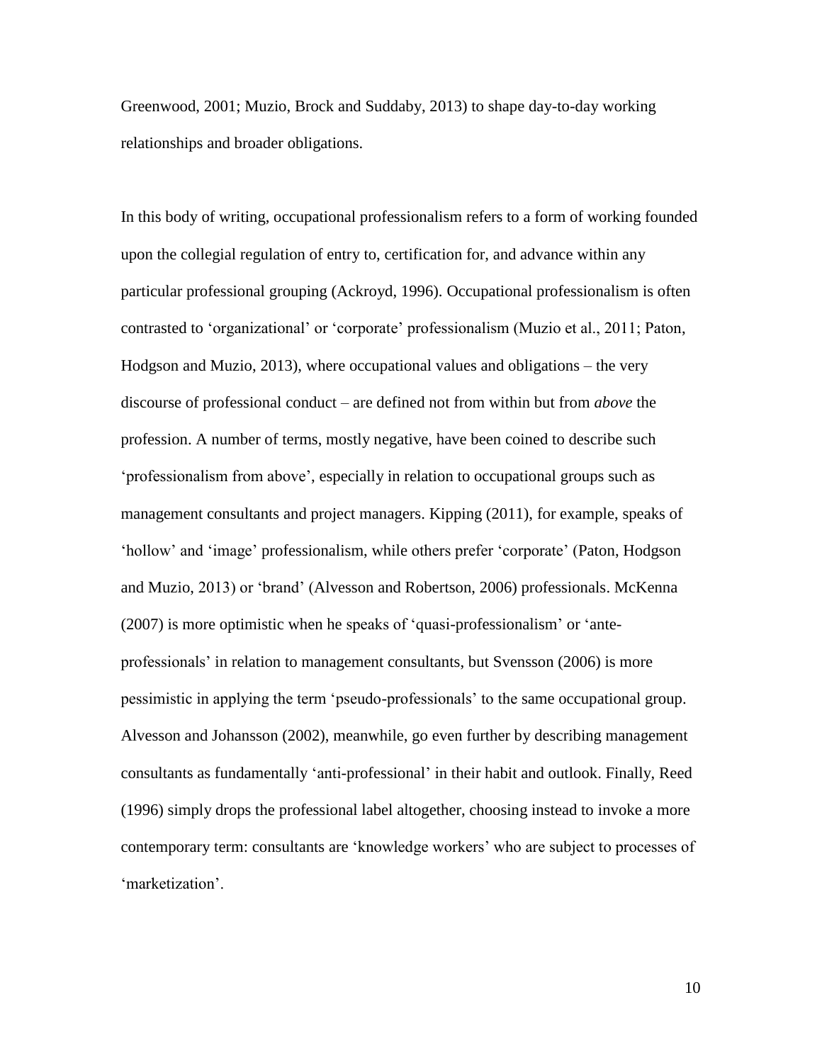Greenwood, 2001; Muzio, Brock and Suddaby, 2013) to shape day-to-day working relationships and broader obligations.

In this body of writing, occupational professionalism refers to a form of working founded upon the collegial regulation of entry to, certification for, and advance within any particular professional grouping (Ackroyd, 1996). Occupational professionalism is often contrasted to 'organizational' or 'corporate' professionalism (Muzio et al., 2011; Paton, Hodgson and Muzio, 2013), where occupational values and obligations – the very discourse of professional conduct – are defined not from within but from *above* the profession. A number of terms, mostly negative, have been coined to describe such 'professionalism from above', especially in relation to occupational groups such as management consultants and project managers. Kipping (2011), for example, speaks of 'hollow' and 'image' professionalism, while others prefer 'corporate' (Paton, Hodgson and Muzio, 2013) or 'brand' (Alvesson and Robertson, 2006) professionals. McKenna (2007) is more optimistic when he speaks of 'quasi-professionalism' or 'ante-professionals' in relation to management consultants, but Svensson (2006) is more pessimistic in applying the term 'pseudo-professionals' to the same occupational group. Alvesson and Johansson (2002), meanwhile, go even further by describing management consultants as fundamentally 'anti-professional' in their habit and outlook. Finally, Reed (1996) simply drops the professional label altogether, choosing instead to invoke a more contemporary term: consultants are 'knowledge workers' who are subject to processes of 'marketization'.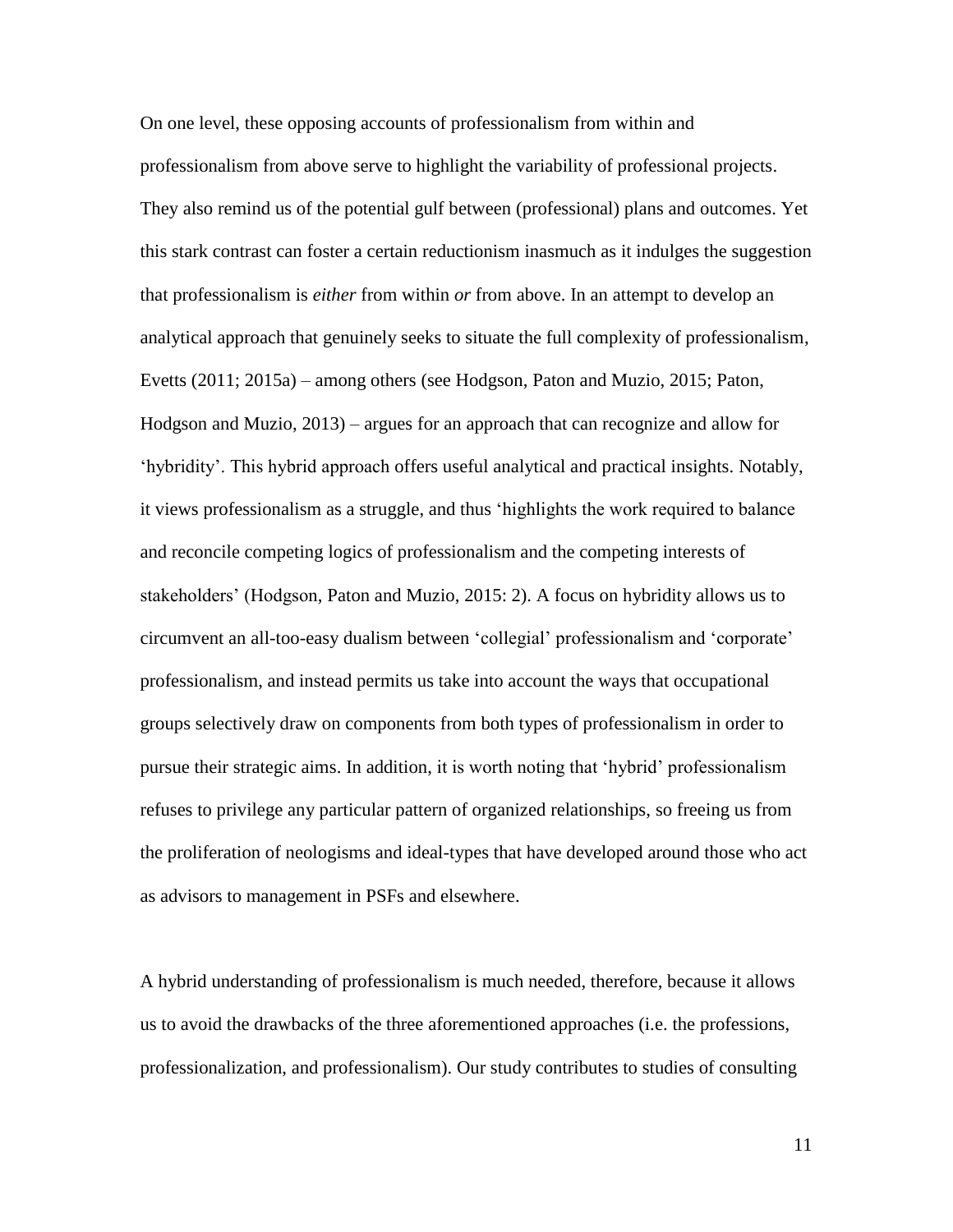On one level, these opposing accounts of professionalism from within and professionalism from above serve to highlight the variability of professional projects. They also remind us of the potential gulf between (professional) plans and outcomes. Yet this stark contrast can foster a certain reductionism inasmuch as it indulges the suggestion that professionalism is *either* from within *or* from above. In an attempt to develop an analytical approach that genuinely seeks to situate the full complexity of professionalism, Evetts (2011; 2015a) – among others (see Hodgson, Paton and Muzio, 2015; Paton, Hodgson and Muzio, 2013) – argues for an approach that can recognize and allow for 'hybridity'. This hybrid approach offers useful analytical and practical insights. Notably, it views professionalism as a struggle, and thus 'highlights the work required to balance and reconcile competing logics of professionalism and the competing interests of stakeholders' (Hodgson, Paton and Muzio, 2015: 2). A focus on hybridity allows us to circumvent an all-too-easy dualism between 'collegial' professionalism and 'corporate' professionalism, and instead permits us take into account the ways that occupational groups selectively draw on components from both types of professionalism in order to pursue their strategic aims. In addition, it is worth noting that 'hybrid' professionalism refuses to privilege any particular pattern of organized relationships, so freeing us from the proliferation of neologisms and ideal-types that have developed around those who act as advisors to management in PSFs and elsewhere.

A hybrid understanding of professionalism is much needed, therefore, because it allows us to avoid the drawbacks of the three aforementioned approaches (i.e. the professions, professionalization, and professionalism). Our study contributes to studies of consulting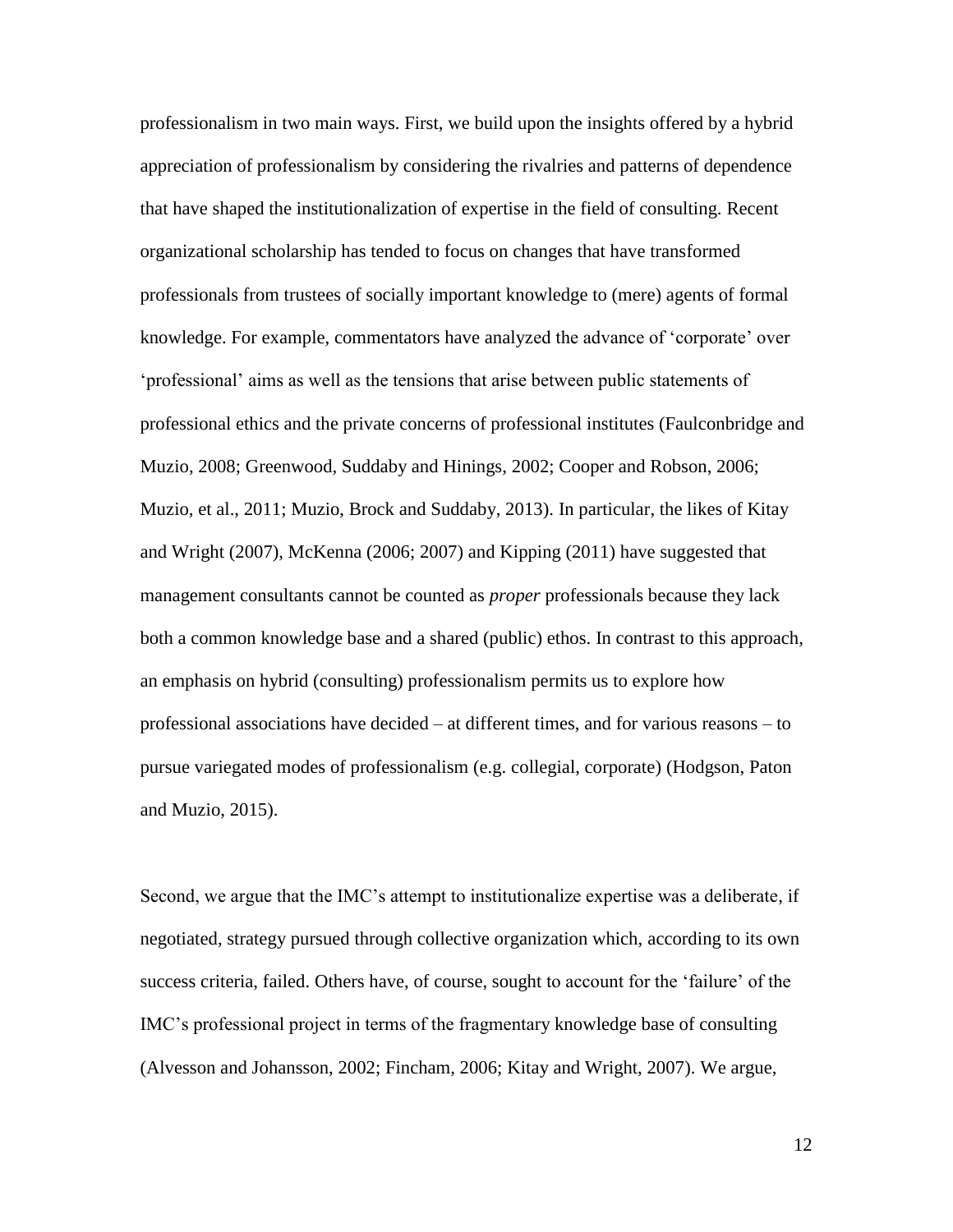professionalism in two main ways. First, we build upon the insights offered by a hybrid appreciation of professionalism by considering the rivalries and patterns of dependence that have shaped the institutionalization of expertise in the field of consulting. Recent organizational scholarship has tended to focus on changes that have transformed professionals from trustees of socially important knowledge to (mere) agents of formal knowledge. For example, commentators have analyzed the advance of 'corporate' over 'professional' aims as well as the tensions that arise between public statements of professional ethics and the private concerns of professional institutes (Faulconbridge and Muzio, 2008; Greenwood, Suddaby and Hinings, 2002; Cooper and Robson, 2006; Muzio, et al., 2011; Muzio, Brock and Suddaby, 2013). In particular, the likes of Kitay and Wright (2007), McKenna (2006; 2007) and Kipping (2011) have suggested that management consultants cannot be counted as *proper* professionals because they lack both a common knowledge base and a shared (public) ethos. In contrast to this approach, an emphasis on hybrid (consulting) professionalism permits us to explore how professional associations have decided – at different times, and for various reasons – to pursue variegated modes of professionalism (e.g. collegial, corporate) (Hodgson, Paton and Muzio, 2015).

Second, we argue that the IMC's attempt to institutionalize expertise was a deliberate, if negotiated, strategy pursued through collective organization which, according to its own success criteria, failed. Others have, of course, sought to account for the 'failure' of the IMC's professional project in terms of the fragmentary knowledge base of consulting (Alvesson and Johansson, 2002; Fincham, 2006; Kitay and Wright, 2007). We argue,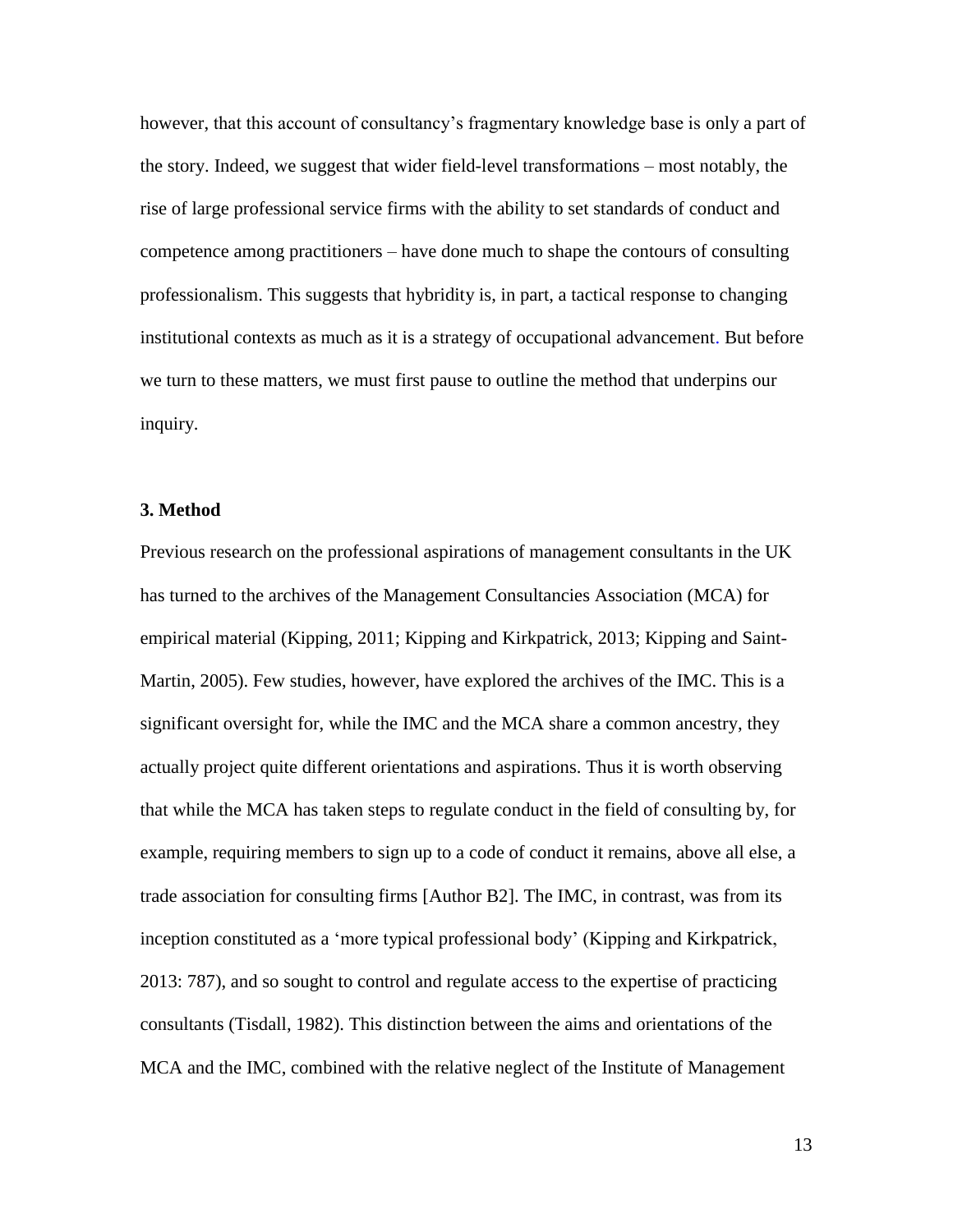however, that this account of consultancy's fragmentary knowledge base is only a part of the story. Indeed, we suggest that wider field-level transformations – most notably, the rise of large professional service firms with the ability to set standards of conduct and competence among practitioners – have done much to shape the contours of consulting professionalism. This suggests that hybridity is, in part, a tactical response to changing institutional contexts as much as it is a strategy of occupational advancement. But before we turn to these matters, we must first pause to outline the method that underpins our inquiry.

### 3. Method

Previous research on the professional aspirations of management consultants in the UK has turned to the archives of the Management Consultancies Association (MCA) for empirical material (Kipping, 2011; Kipping and Kirkpatrick, 2013; Kipping and Saint-Martin, 2005). Few studies, however, have explored the archives of the IMC. This is a significant oversight for, while the IMC and the MCA share a common ancestry, they actually project quite different orientations and aspirations. Thus it is worth observing that while the MCA has taken steps to regulate conduct in the field of consulting by, for example, requiring members to sign up to a code of conduct it remains, above all else, a trade association for consulting firms [Author B2]. The IMC, in contrast, was from its inception constituted as a 'more typical professional body' (Kipping and Kirkpatrick, 2013: 787), and so sought to control and regulate access to the expertise of practicing consultants (Tisdall, 1982). This distinction between the aims and orientations of the MCA and the IMC, combined with the relative neglect of the Institute of Management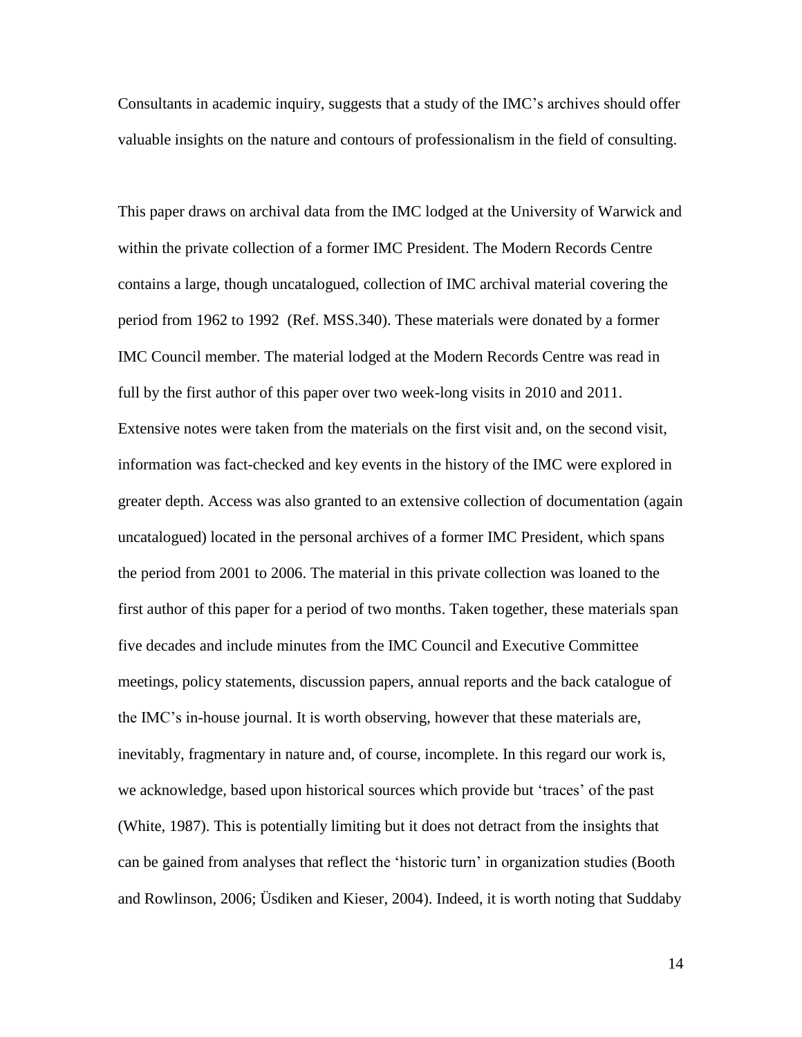Consultants in academic inquiry, suggests that a study of the IMC's archives should offer valuable insights on the nature and contours of professionalism in the field of consulting.

This paper draws on archival data from the IMC lodged at the University of Warwick and within the private collection of a former IMC President. The Modern Records Centre contains a large, though uncatalogued, collection of IMC archival material covering the period from 1962 to 1992 (Ref. MSS.340). These materials were donated by a former IMC Council member. The material lodged at the Modern Records Centre was read in full by the first author of this paper over two week-long visits in 2010 and 2011. Extensive notes were taken from the materials on the first visit and, on the second visit, information was fact-checked and key events in the history of the IMC were explored in greater depth. Access was also granted to an extensive collection of documentation (again uncatalogued) located in the personal archives of a former IMC President, which spans the period from 2001 to 2006. The material in this private collection was loaned to the first author of this paper for a period of two months. Taken together, these materials span five decades and include minutes from the IMC Council and Executive Committee meetings, policy statements, discussion papers, annual reports and the back catalogue of the IMC's in-house journal. It is worth observing, however that these materials are, inevitably, fragmentary in nature and, of course, incomplete. In this regard our work is, we acknowledge, based upon historical sources which provide but 'traces' of the past (White, 1987). This is potentially limiting but it does not detract from the insights that can be gained from analyses that reflect the 'historic turn' in organization studies (Booth and Rowlinson, 2006; Üsdiken and Kieser, 2004). Indeed, it is worth noting that Suddaby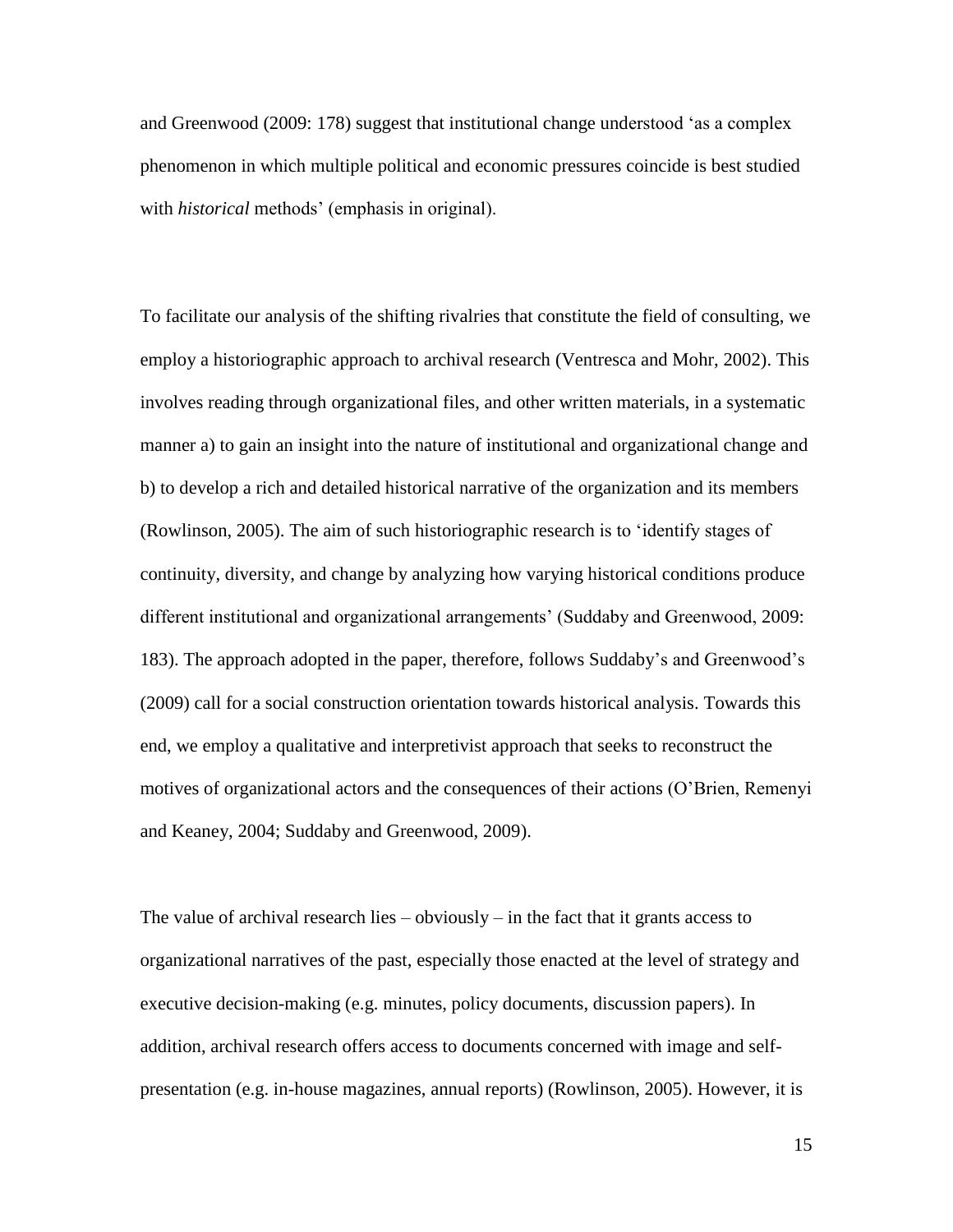and Greenwood (2009: 178) suggest that institutional change understood 'as a complex phenomenon in which multiple political and economic pressures coincide is best studied with *historical* methods' (emphasis in original).

To facilitate our analysis of the shifting rivalries that constitute the field of consulting, we employ a historiographic approach to archival research (Ventresca and Mohr, 2002). This involves reading through organizational files, and other written materials, in a systematic manner a) to gain an insight into the nature of institutional and organizational change and b) to develop a rich and detailed historical narrative of the organization and its members (Rowlinson, 2005). The aim of such historiographic research is to 'identify stages of continuity, diversity, and change by analyzing how varying historical conditions produce different institutional and organizational arrangements' (Suddaby and Greenwood, 2009: 183). The approach adopted in the paper, therefore, follows Suddaby's and Greenwood's (2009) call for a social construction orientation towards historical analysis. Towards this end, we employ a qualitative and interpretivist approach that seeks to reconstruct the motives of organizational actors and the consequences of their actions (O'Brien, Remenyi and Keaney, 2004; Suddaby and Greenwood, 2009).

The value of archival research lies – obviously – in the fact that it grants access to organizational narratives of the past, especially those enacted at the level of strategy and executive decision-making (e.g. minutes, policy documents, discussion papers). In addition, archival research offers access to documents concerned with image and self-presentation (e.g. in-house magazines, annual reports) (Rowlinson, 2005). However, it is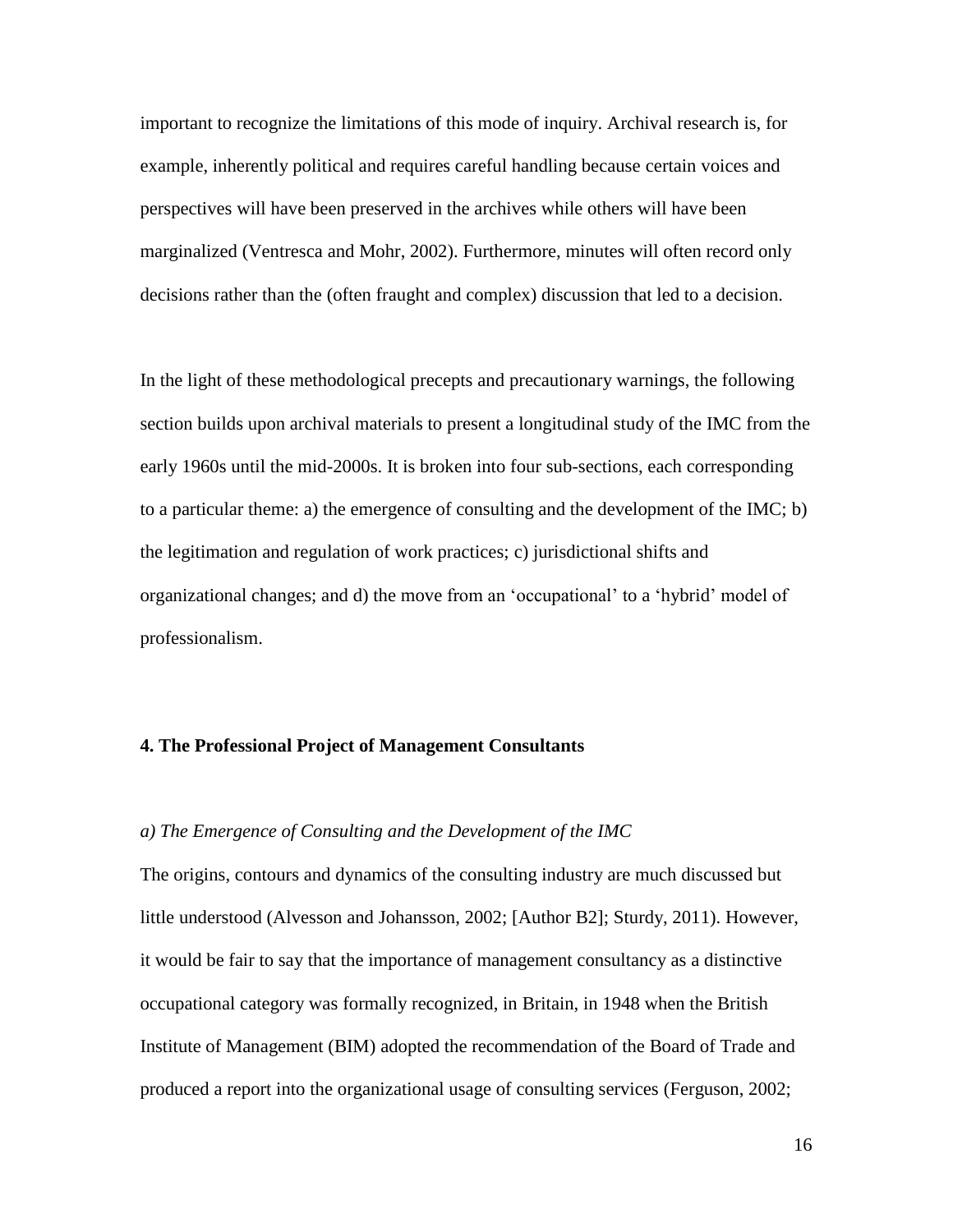important to recognize the limitations of this mode of inquiry. Archival research is, for example, inherently political and requires careful handling because certain voices and perspectives will have been preserved in the archives while others will have been marginalized (Ventresca and Mohr, 2002). Furthermore, minutes will often record only decisions rather than the (often fraught and complex) discussion that led to a decision.

In the light of these methodological precepts and precautionary warnings, the following section builds upon archival materials to present a longitudinal study of the IMC from the early 1960s until the mid-2000s. It is broken into four sub-sections, each corresponding to a particular theme: a) the emergence of consulting and the development of the IMC; b) the legitimation and regulation of work practices; c) jurisdictional shifts and organizational changes; and d) the move from an 'occupational' to a 'hybrid' model of professionalism.

## 4. The Professional Project of Management Consultants

### *a) The Emergence of Consulting and the Development of the IMC*

The origins, contours and dynamics of the consulting industry are much discussed but little understood (Alvesson and Johansson, 2002; [Author B2]; Sturdy, 2011). However, it would be fair to say that the importance of management consultancy as a distinctive occupational category was formally recognized, in Britain, in 1948 when the British Institute of Management (BIM) adopted the recommendation of the Board of Trade and produced a report into the organizational usage of consulting services (Ferguson, 2002;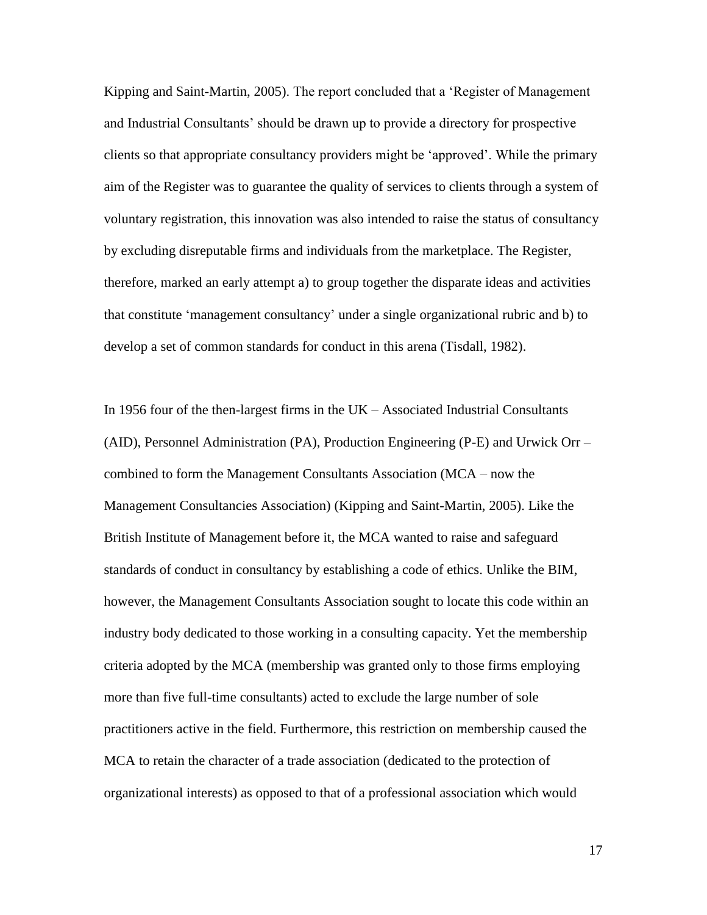Kipping and Saint-Martin, 2005). The report concluded that a 'Register of Management and Industrial Consultants' should be drawn up to provide a directory for prospective clients so that appropriate consultancy providers might be 'approved'. While the primary aim of the Register was to guarantee the quality of services to clients through a system of voluntary registration, this innovation was also intended to raise the status of consultancy by excluding disreputable firms and individuals from the marketplace. The Register, therefore, marked an early attempt a) to group together the disparate ideas and activities that constitute 'management consultancy' under a single organizational rubric and b) to develop a set of common standards for conduct in this arena (Tisdall, 1982).

In 1956 four of the then-largest firms in the UK – Associated Industrial Consultants (AID), Personnel Administration (PA), Production Engineering (P-E) and Urwick Orr – combined to form the Management Consultants Association (MCA – now the Management Consultancies Association) (Kipping and Saint-Martin, 2005). Like the British Institute of Management before it, the MCA wanted to raise and safeguard standards of conduct in consultancy by establishing a code of ethics. Unlike the BIM, however, the Management Consultants Association sought to locate this code within an industry body dedicated to those working in a consulting capacity. Yet the membership criteria adopted by the MCA (membership was granted only to those firms employing more than five full-time consultants) acted to exclude the large number of sole practitioners active in the field. Furthermore, this restriction on membership caused the MCA to retain the character of a trade association (dedicated to the protection of organizational interests) as opposed to that of a professional association which would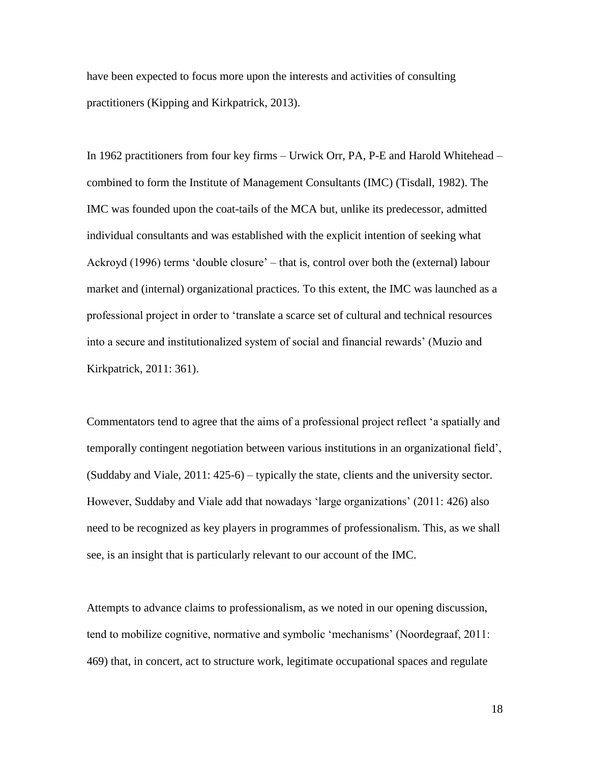have been expected to focus more upon the interests and activities of consulting practitioners (Kipping and Kirkpatrick, 2013).

In 1962 practitioners from four key firms – Urwick Orr, PA, P-E and Harold Whitehead – combined to form the Institute of Management Consultants (IMC) (Tisdall, 1982). The IMC was founded upon the coat-tails of the MCA but, unlike its predecessor, admitted individual consultants and was established with the explicit intention of seeking what Ackroyd (1996) terms 'double closure' – that is, control over both the (external) labour market and (internal) organizational practices. To this extent, the IMC was launched as a professional project in order to 'translate a scarce set of cultural and technical resources into a secure and institutionalized system of social and financial rewards' (Muzio and Kirkpatrick, 2011: 361).

Commentators tend to agree that the aims of a professional project reflect 'a spatially and temporally contingent negotiation between various institutions in an organizational field', (Suddaby and Viale, 2011: 425-6) – typically the state, clients and the university sector. However, Suddaby and Viale add that nowadays 'large organizations' (2011: 426) also need to be recognized as key players in programmes of professionalism. This, as we shall see, is an insight that is particularly relevant to our account of the IMC.

Attempts to advance claims to professionalism, as we noted in our opening discussion, tend to mobilize cognitive, normative and symbolic 'mechanisms' (Noordegraaf, 2011: 469) that, in concert, act to structure work, legitimate occupational spaces and regulate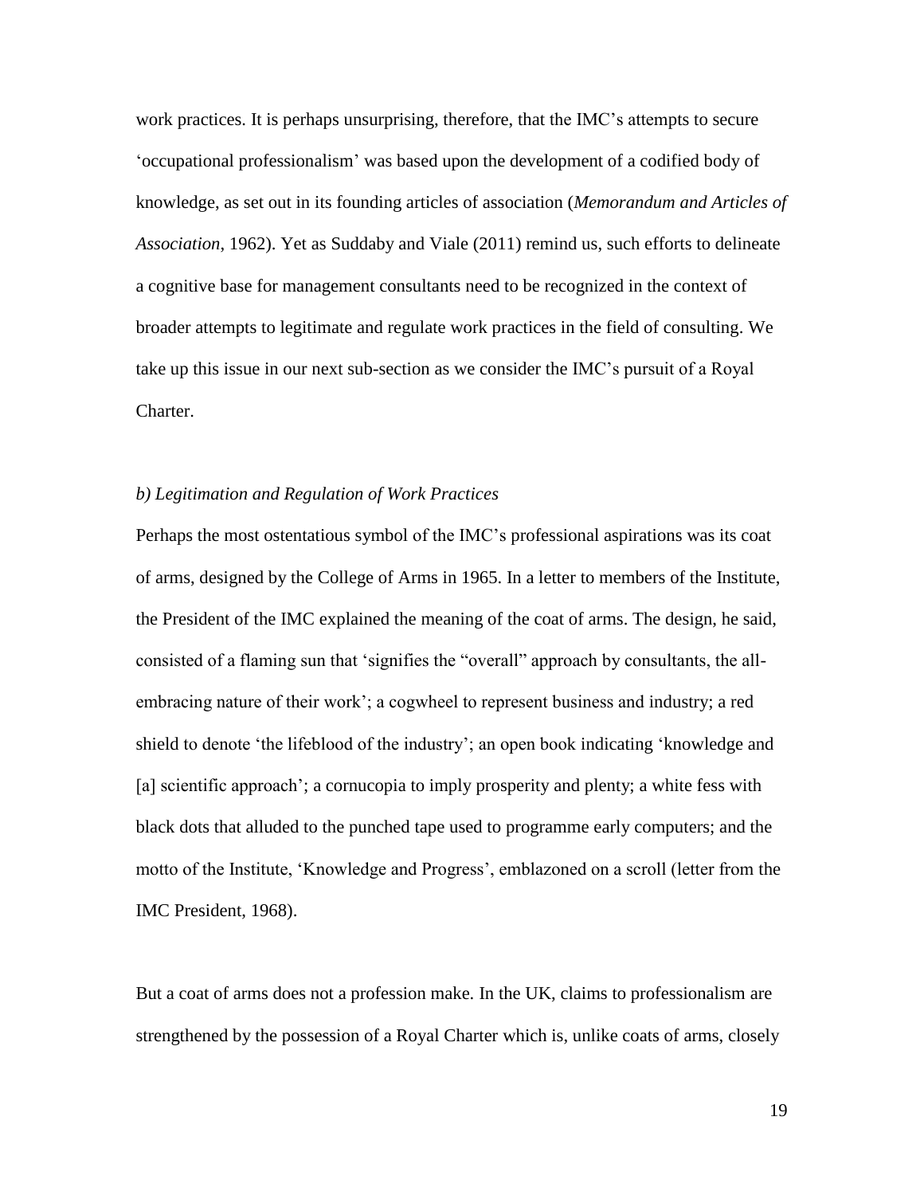work practices. It is perhaps unsurprising, therefore, that the IMC's attempts to secure 'occupational professionalism' was based upon the development of a codified body of knowledge, as set out in its founding articles of association (*Memorandum and Articles of Association*, 1962). Yet as Suddaby and Viale (2011) remind us, such efforts to delineate a cognitive base for management consultants need to be recognized in the context of broader attempts to legitimate and regulate work practices in the field of consulting. We take up this issue in our next sub-section as we consider the IMC's pursuit of a Royal Charter.

### *b) Legitimation and Regulation of Work Practices*

Perhaps the most ostentatious symbol of the IMC's professional aspirations was its coat of arms, designed by the College of Arms in 1965. In a letter to members of the Institute, the President of the IMC explained the meaning of the coat of arms. The design, he said, consisted of a flaming sun that 'signifies the "overall" approach by consultants, the all-embracing nature of their work'; a cogwheel to represent business and industry; a red shield to denote 'the lifeblood of the industry'; an open book indicating 'knowledge and [a] scientific approach'; a cornucopia to imply prosperity and plenty; a white fess with black dots that alluded to the punched tape used to programme early computers; and the motto of the Institute, 'Knowledge and Progress', emblazoned on a scroll (letter from the IMC President, 1968).

But a coat of arms does not a profession make. In the UK, claims to professionalism are strengthened by the possession of a Royal Charter which is, unlike coats of arms, closely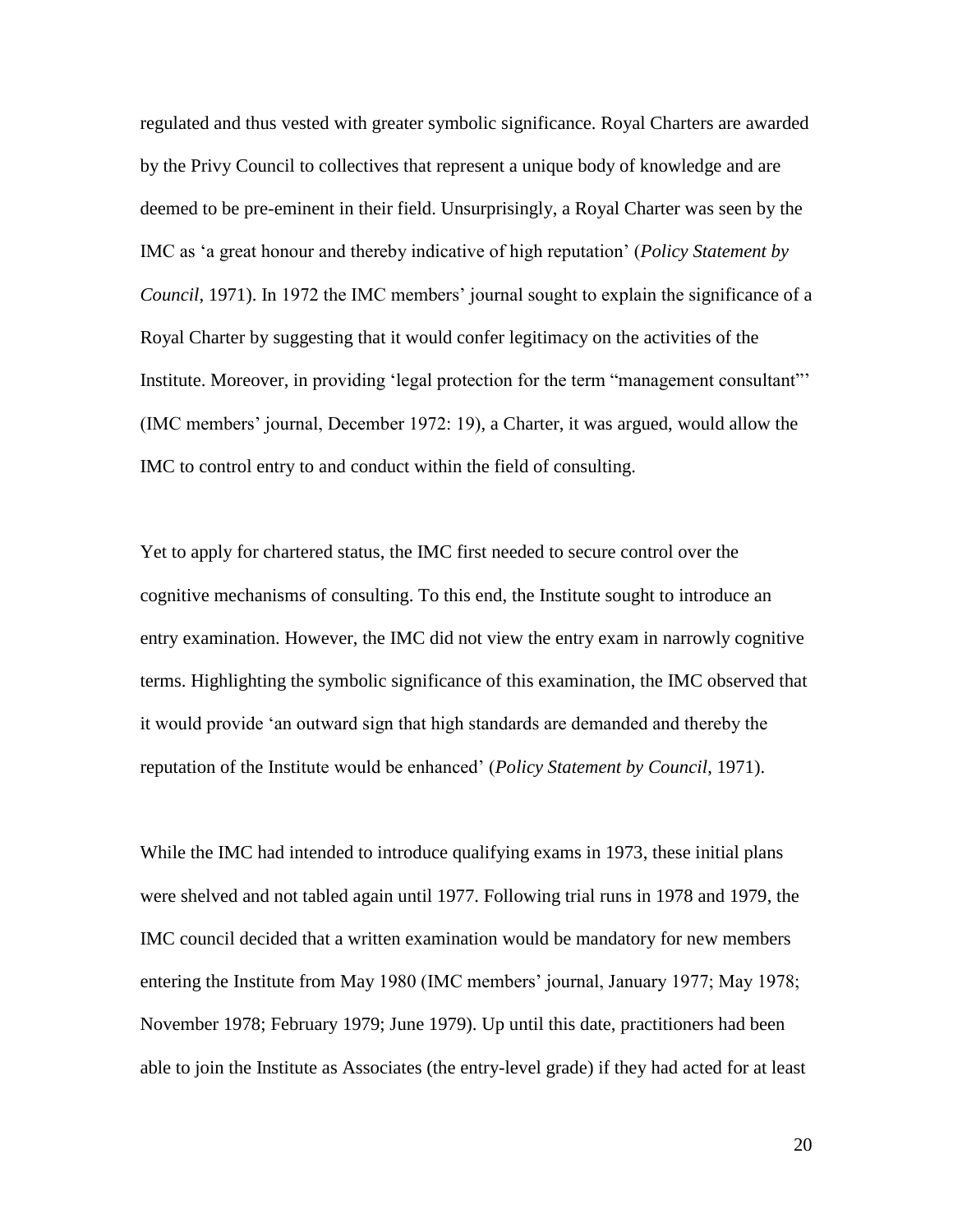regulated and thus vested with greater symbolic significance. Royal Charters are awarded by the Privy Council to collectives that represent a unique body of knowledge and are deemed to be pre-eminent in their field. Unsurprisingly, a Royal Charter was seen by the IMC as 'a great honour and thereby indicative of high reputation' (*Policy Statement by Council*, 1971). In 1972 the IMC members' journal sought to explain the significance of a Royal Charter by suggesting that it would confer legitimacy on the activities of the Institute. Moreover, in providing 'legal protection for the term "management consultant"' (IMC members' journal, December 1972: 19), a Charter, it was argued, would allow the IMC to control entry to and conduct within the field of consulting.

Yet to apply for chartered status, the IMC first needed to secure control over the cognitive mechanisms of consulting. To this end, the Institute sought to introduce an entry examination. However, the IMC did not view the entry exam in narrowly cognitive terms. Highlighting the symbolic significance of this examination, the IMC observed that it would provide 'an outward sign that high standards are demanded and thereby the reputation of the Institute would be enhanced' (*Policy Statement by Council*, 1971).

While the IMC had intended to introduce qualifying exams in 1973, these initial plans were shelved and not tabled again until 1977. Following trial runs in 1978 and 1979, the IMC council decided that a written examination would be mandatory for new members entering the Institute from May 1980 (IMC members' journal, January 1977; May 1978; November 1978; February 1979; June 1979). Up until this date, practitioners had been able to join the Institute as Associates (the entry-level grade) if they had acted for at least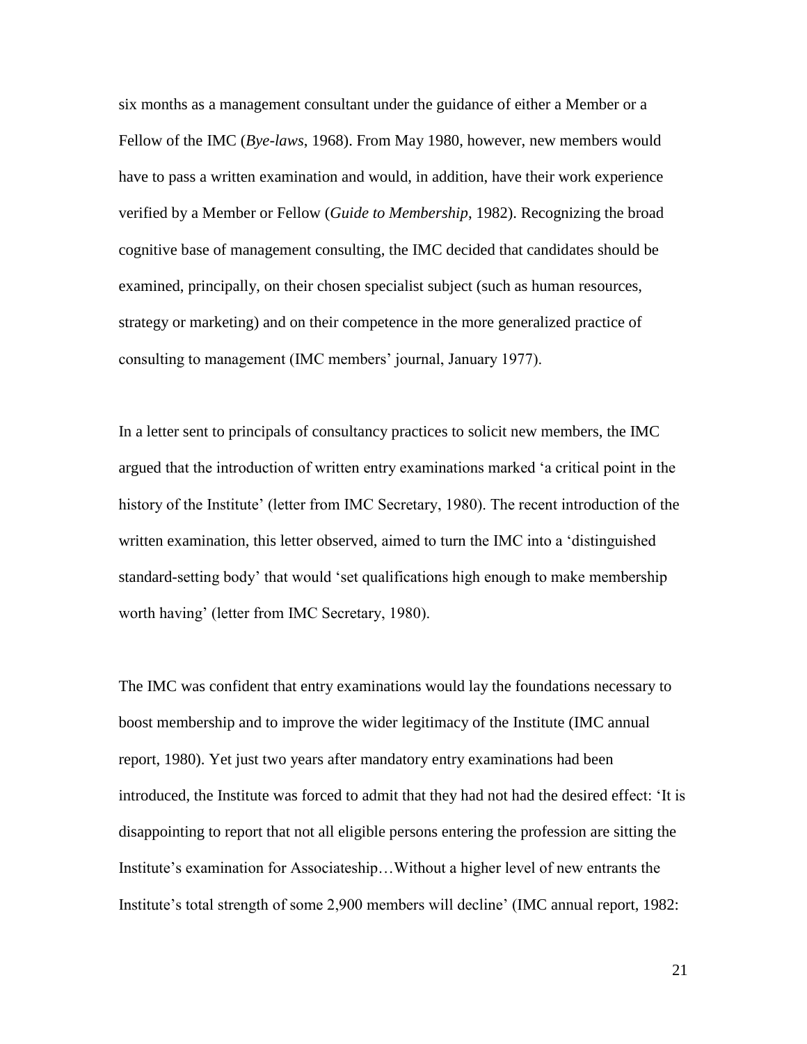six months as a management consultant under the guidance of either a Member or a Fellow of the IMC (*Bye-laws*, 1968). From May 1980, however, new members would have to pass a written examination and would, in addition, have their work experience verified by a Member or Fellow (*Guide to Membership*, 1982). Recognizing the broad cognitive base of management consulting, the IMC decided that candidates should be examined, principally, on their chosen specialist subject (such as human resources, strategy or marketing) and on their competence in the more generalized practice of consulting to management (IMC members' journal, January 1977).

In a letter sent to principals of consultancy practices to solicit new members, the IMC argued that the introduction of written entry examinations marked 'a critical point in the history of the Institute' (letter from IMC Secretary, 1980). The recent introduction of the written examination, this letter observed, aimed to turn the IMC into a 'distinguished standard-setting body' that would 'set qualifications high enough to make membership worth having' (letter from IMC Secretary, 1980).

The IMC was confident that entry examinations would lay the foundations necessary to boost membership and to improve the wider legitimacy of the Institute (IMC annual report, 1980). Yet just two years after mandatory entry examinations had been introduced, the Institute was forced to admit that they had not had the desired effect: 'It is disappointing to report that not all eligible persons entering the profession are sitting the Institute's examination for Associateship…Without a higher level of new entrants the Institute's total strength of some 2,900 members will decline' (IMC annual report, 1982: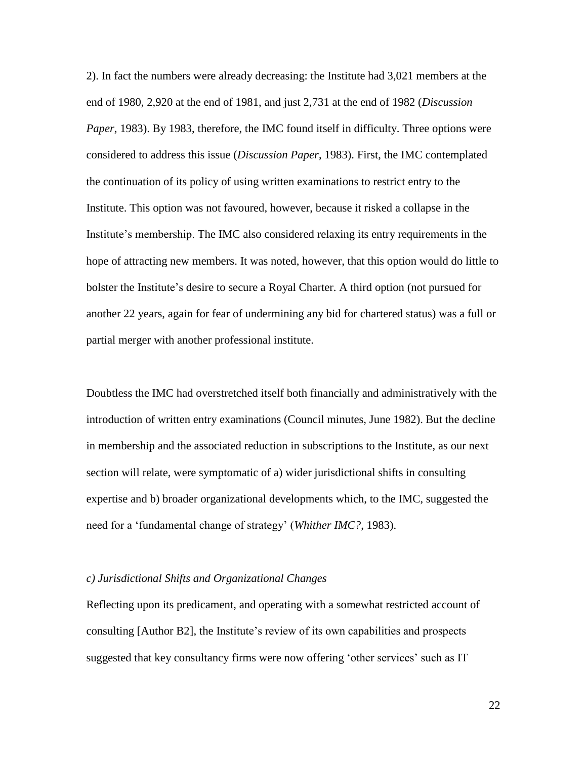2). In fact the numbers were already decreasing: the Institute had 3,021 members at the end of 1980, 2,920 at the end of 1981, and just 2,731 at the end of 1982 (*Discussion Paper*, 1983). By 1983, therefore, the IMC found itself in difficulty. Three options were considered to address this issue (*Discussion Paper*, 1983). First, the IMC contemplated the continuation of its policy of using written examinations to restrict entry to the Institute. This option was not favoured, however, because it risked a collapse in the Institute's membership. The IMC also considered relaxing its entry requirements in the hope of attracting new members. It was noted, however, that this option would do little to bolster the Institute's desire to secure a Royal Charter. A third option (not pursued for another 22 years, again for fear of undermining any bid for chartered status) was a full or partial merger with another professional institute.

Doubtless the IMC had overstretched itself both financially and administratively with the introduction of written entry examinations (Council minutes, June 1982). But the decline in membership and the associated reduction in subscriptions to the Institute, as our next section will relate, were symptomatic of a) wider jurisdictional shifts in consulting expertise and b) broader organizational developments which, to the IMC, suggested the need for a 'fundamental change of strategy' (*Whither IMC?*, 1983).

### *c) Jurisdictional Shifts and Organizational Changes*

Reflecting upon its predicament, and operating with a somewhat restricted account of consulting [Author B2], the Institute's review of its own capabilities and prospects suggested that key consultancy firms were now offering 'other services' such as IT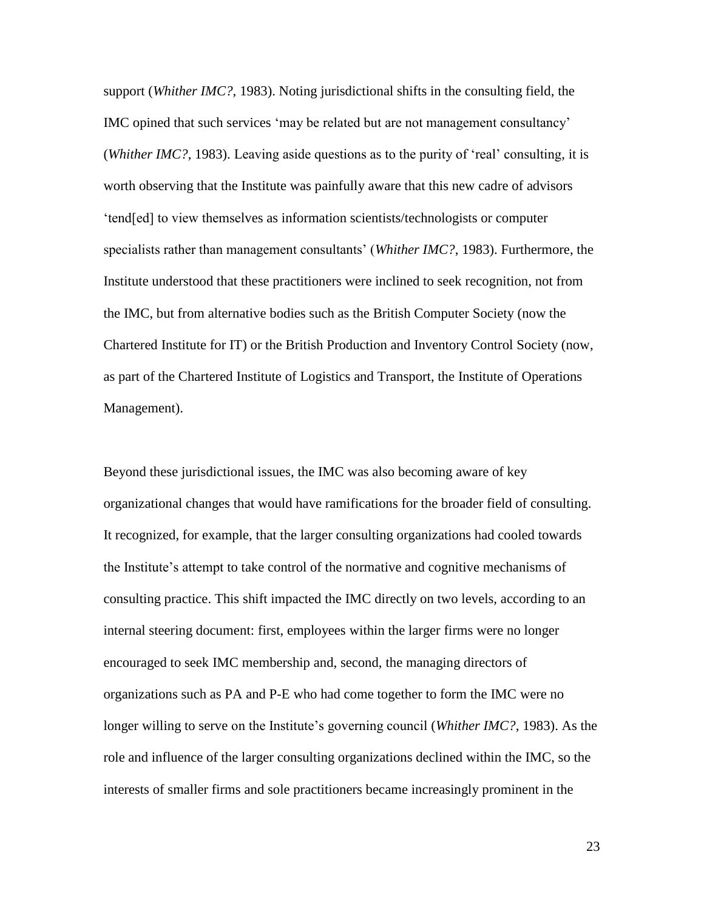support (*Whither IMC?*, 1983). Noting jurisdictional shifts in the consulting field, the IMC opined that such services 'may be related but are not management consultancy' (*Whither IMC?*, 1983). Leaving aside questions as to the purity of 'real' consulting, it is worth observing that the Institute was painfully aware that this new cadre of advisors 'tend[ed] to view themselves as information scientists/technologists or computer specialists rather than management consultants' (*Whither IMC?*, 1983). Furthermore, the Institute understood that these practitioners were inclined to seek recognition, not from the IMC, but from alternative bodies such as the British Computer Society (now the Chartered Institute for IT) or the British Production and Inventory Control Society (now, as part of the Chartered Institute of Logistics and Transport, the Institute of Operations Management).

Beyond these jurisdictional issues, the IMC was also becoming aware of key organizational changes that would have ramifications for the broader field of consulting. It recognized, for example, that the larger consulting organizations had cooled towards the Institute's attempt to take control of the normative and cognitive mechanisms of consulting practice. This shift impacted the IMC directly on two levels, according to an internal steering document: first, employees within the larger firms were no longer encouraged to seek IMC membership and, second, the managing directors of organizations such as PA and P-E who had come together to form the IMC were no longer willing to serve on the Institute's governing council (*Whither IMC?*, 1983). As the role and influence of the larger consulting organizations declined within the IMC, so the interests of smaller firms and sole practitioners became increasingly prominent in the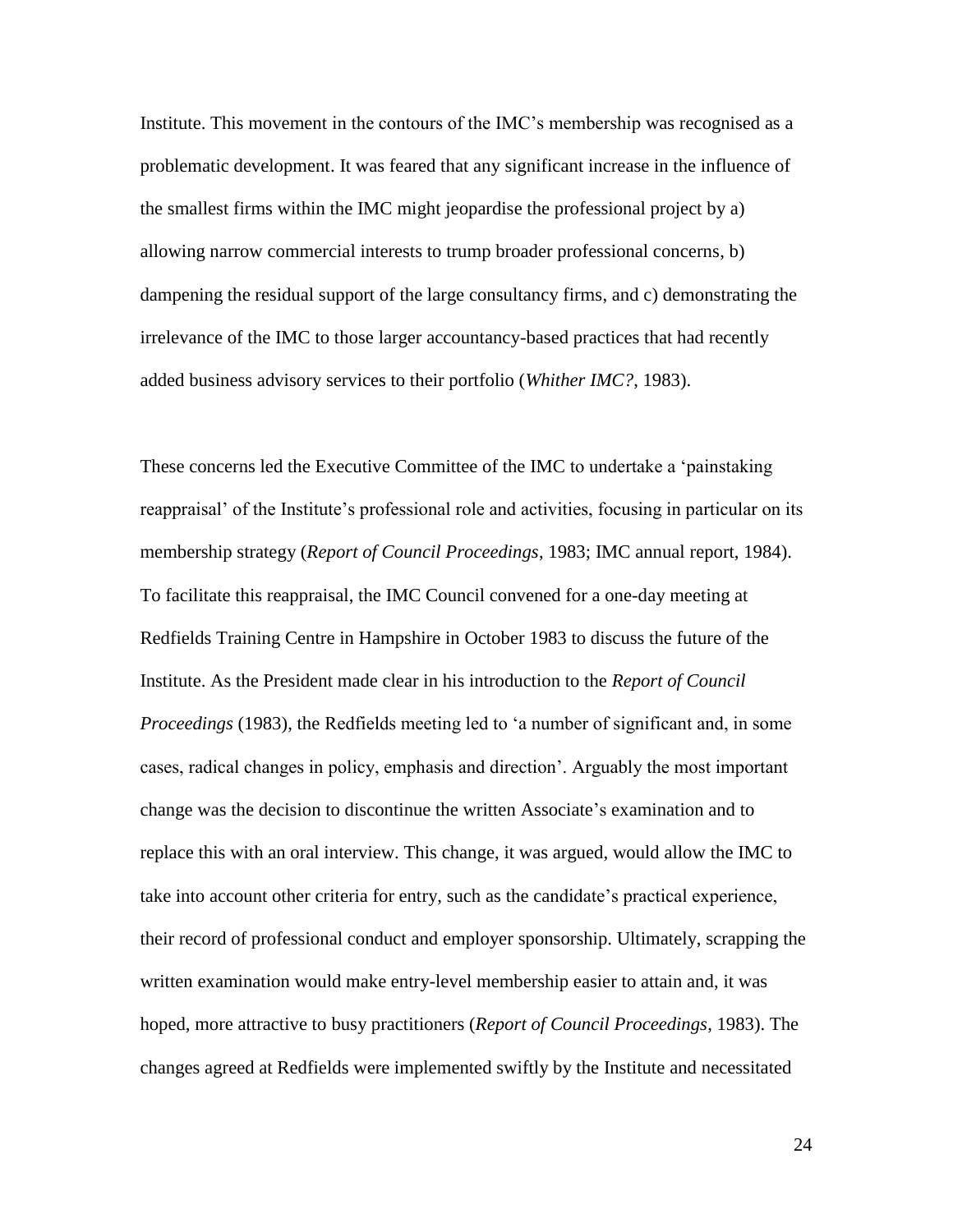Institute. This movement in the contours of the IMC's membership was recognised as a problematic development. It was feared that any significant increase in the influence of the smallest firms within the IMC might jeopardise the professional project by a) allowing narrow commercial interests to trump broader professional concerns, b) dampening the residual support of the large consultancy firms, and c) demonstrating the irrelevance of the IMC to those larger accountancy-based practices that had recently added business advisory services to their portfolio (*Whither IMC?*, 1983).

These concerns led the Executive Committee of the IMC to undertake a 'painstaking reappraisal' of the Institute's professional role and activities, focusing in particular on its membership strategy (*Report of Council Proceedings*, 1983; IMC annual report, 1984). To facilitate this reappraisal, the IMC Council convened for a one-day meeting at Redfields Training Centre in Hampshire in October 1983 to discuss the future of the Institute. As the President made clear in his introduction to the *Report of Council Proceedings* (1983), the Redfields meeting led to 'a number of significant and, in some cases, radical changes in policy, emphasis and direction'. Arguably the most important change was the decision to discontinue the written Associate's examination and to replace this with an oral interview. This change, it was argued, would allow the IMC to take into account other criteria for entry, such as the candidate's practical experience, their record of professional conduct and employer sponsorship. Ultimately, scrapping the written examination would make entry-level membership easier to attain and, it was hoped, more attractive to busy practitioners (*Report of Council Proceedings*, 1983). The changes agreed at Redfields were implemented swiftly by the Institute and necessitated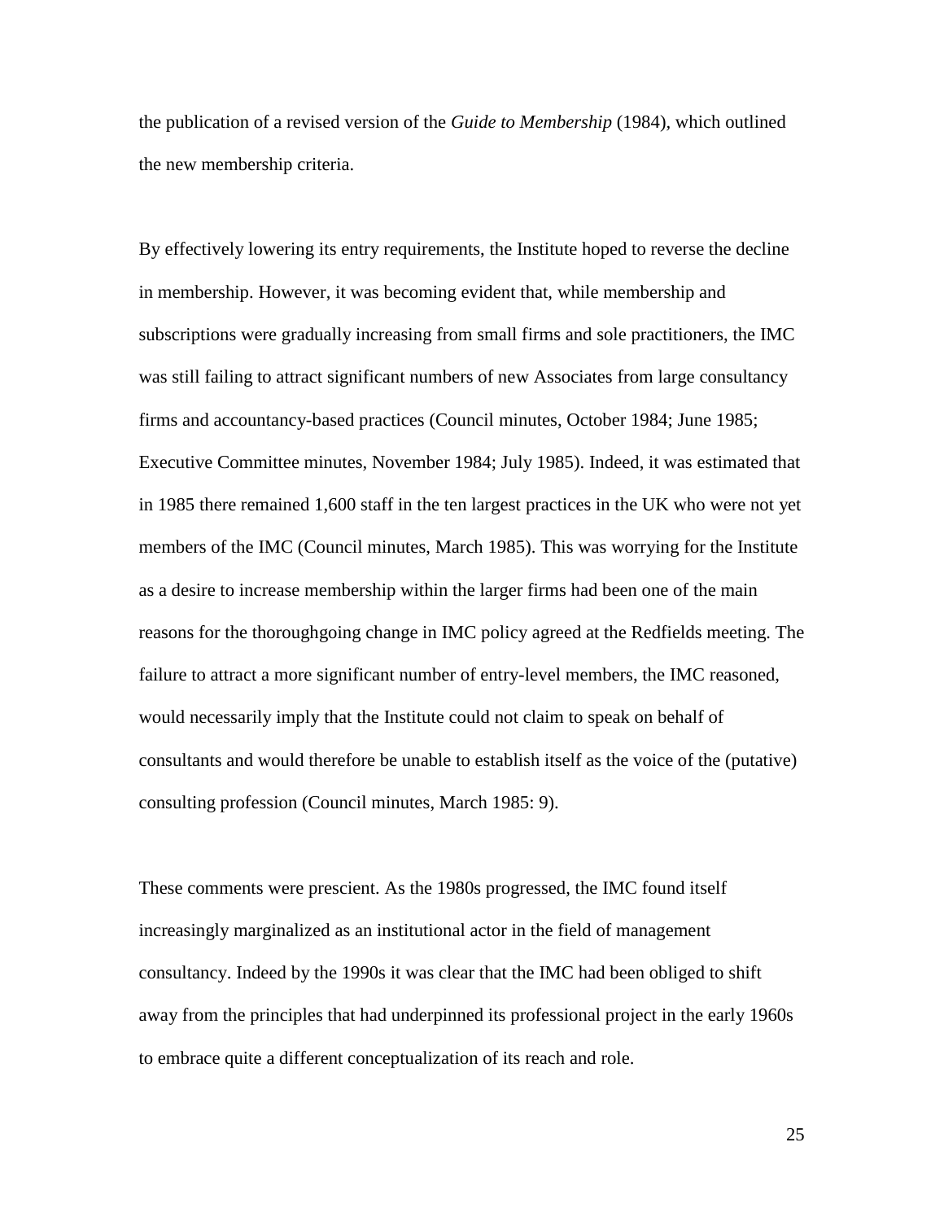the publication of a revised version of the *Guide to Membership* (1984), which outlined the new membership criteria.

By effectively lowering its entry requirements, the Institute hoped to reverse the decline in membership. However, it was becoming evident that, while membership and subscriptions were gradually increasing from small firms and sole practitioners, the IMC was still failing to attract significant numbers of new Associates from large consultancy firms and accountancy-based practices (Council minutes, October 1984; June 1985; Executive Committee minutes, November 1984; July 1985). Indeed, it was estimated that in 1985 there remained 1,600 staff in the ten largest practices in the UK who were not yet members of the IMC (Council minutes, March 1985). This was worrying for the Institute as a desire to increase membership within the larger firms had been one of the main reasons for the thoroughgoing change in IMC policy agreed at the Redfields meeting. The failure to attract a more significant number of entry-level members, the IMC reasoned, would necessarily imply that the Institute could not claim to speak on behalf of consultants and would therefore be unable to establish itself as the voice of the (putative) consulting profession (Council minutes, March 1985: 9).

These comments were prescient. As the 1980s progressed, the IMC found itself increasingly marginalized as an institutional actor in the field of management consultancy. Indeed by the 1990s it was clear that the IMC had been obliged to shift away from the principles that had underpinned its professional project in the early 1960s to embrace quite a different conceptualization of its reach and role.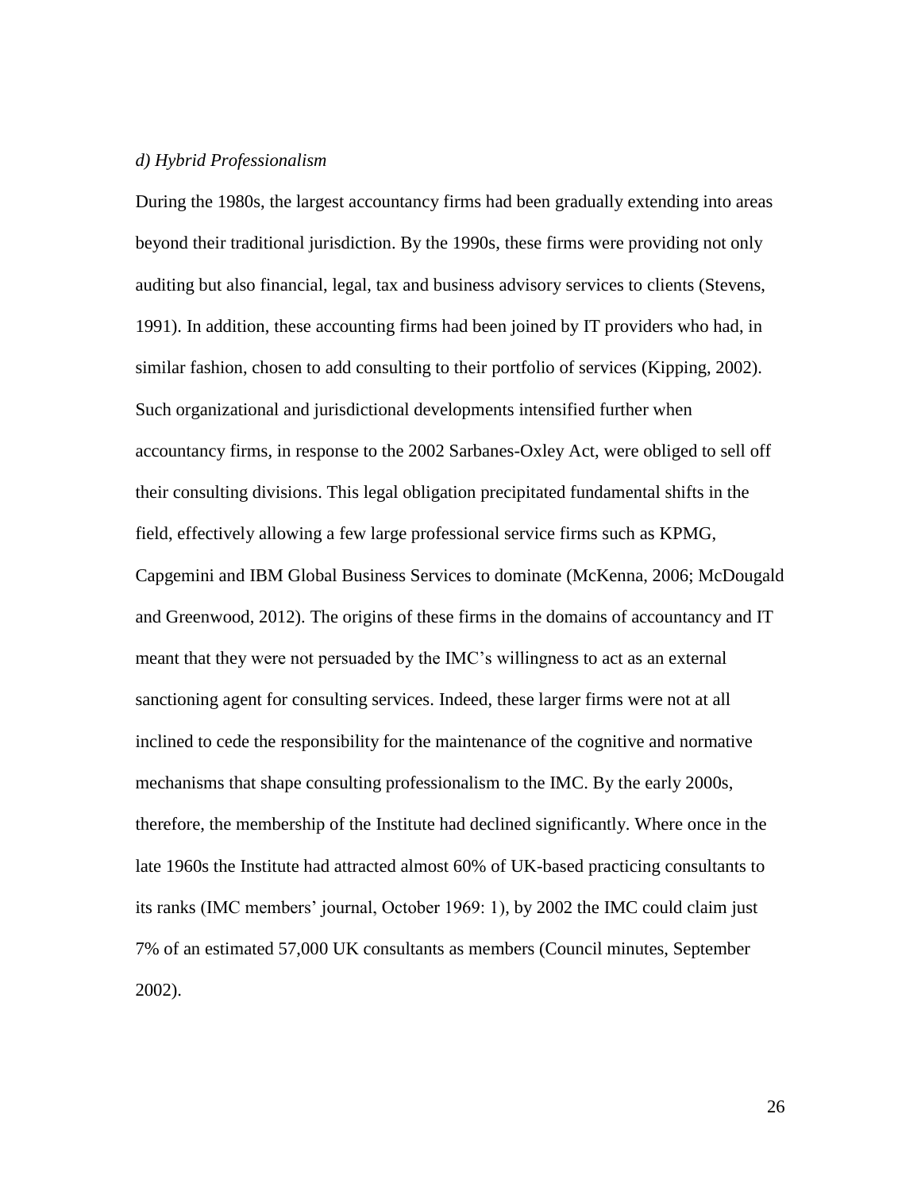*d) Hybrid Professionalism*

During the 1980s, the largest accountancy firms had been gradually extending into areas beyond their traditional jurisdiction. By the 1990s, these firms were providing not only auditing but also financial, legal, tax and business advisory services to clients (Stevens, 1991). In addition, these accounting firms had been joined by IT providers who had, in similar fashion, chosen to add consulting to their portfolio of services (Kipping, 2002). Such organizational and jurisdictional developments intensified further when accountancy firms, in response to the 2002 Sarbanes-Oxley Act, were obliged to sell off their consulting divisions. This legal obligation precipitated fundamental shifts in the field, effectively allowing a few large professional service firms such as KPMG, Capgemini and IBM Global Business Services to dominate (McKenna, 2006; McDougald and Greenwood, 2012). The origins of these firms in the domains of accountancy and IT meant that they were not persuaded by the IMC's willingness to act as an external sanctioning agent for consulting services. Indeed, these larger firms were not at all inclined to cede the responsibility for the maintenance of the cognitive and normative mechanisms that shape consulting professionalism to the IMC. By the early 2000s, therefore, the membership of the Institute had declined significantly. Where once in the late 1960s the Institute had attracted almost 60% of UK-based practicing consultants to its ranks (IMC members' journal, October 1969: 1), by 2002 the IMC could claim just 7% of an estimated 57,000 UK consultants as members (Council minutes, September 2002).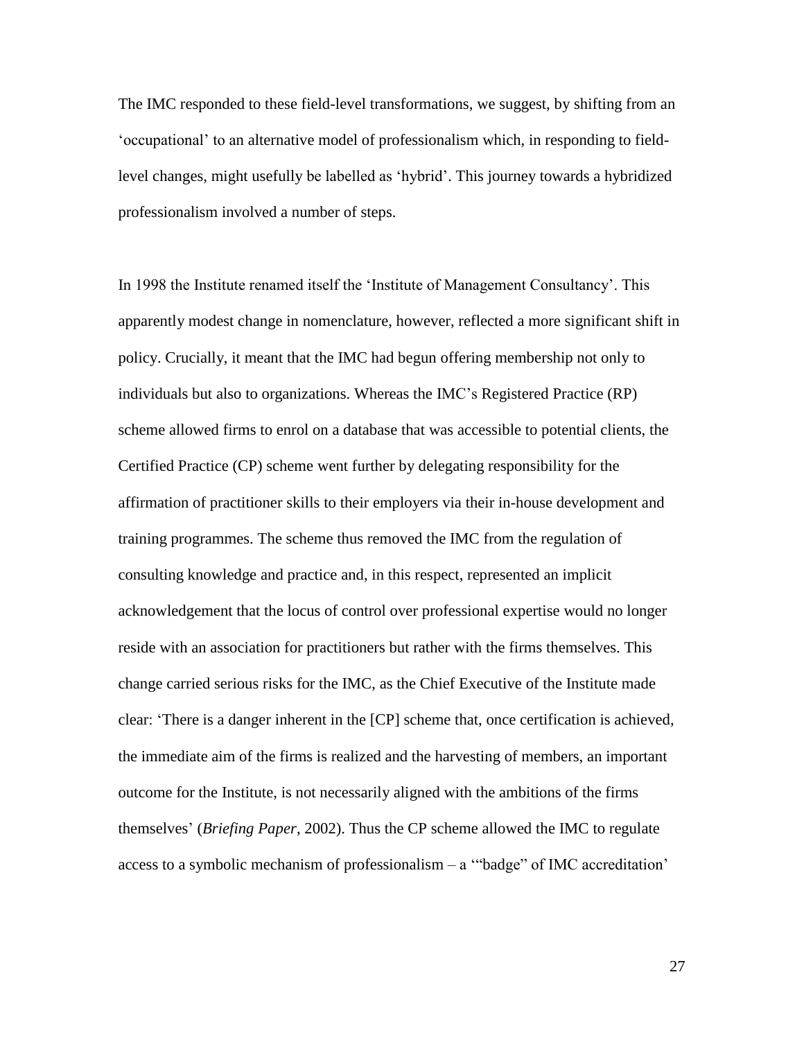The IMC responded to these field-level transformations, we suggest, by shifting from an 'occupational' to an alternative model of professionalism which, in responding to field-level changes, might usefully be labelled as 'hybrid'. This journey towards a hybridized professionalism involved a number of steps.

In 1998 the Institute renamed itself the 'Institute of Management Consultancy'. This apparently modest change in nomenclature, however, reflected a more significant shift in policy. Crucially, it meant that the IMC had begun offering membership not only to individuals but also to organizations. Whereas the IMC's Registered Practice (RP) scheme allowed firms to enrol on a database that was accessible to potential clients, the Certified Practice (CP) scheme went further by delegating responsibility for the affirmation of practitioner skills to their employers via their in-house development and training programmes. The scheme thus removed the IMC from the regulation of consulting knowledge and practice and, in this respect, represented an implicit acknowledgement that the locus of control over professional expertise would no longer reside with an association for practitioners but rather with the firms themselves. This change carried serious risks for the IMC, as the Chief Executive of the Institute made clear: 'There is a danger inherent in the [CP] scheme that, once certification is achieved, the immediate aim of the firms is realized and the harvesting of members, an important outcome for the Institute, is not necessarily aligned with the ambitions of the firms themselves' (*Briefing Paper*, 2002). Thus the CP scheme allowed the IMC to regulate access to a symbolic mechanism of professionalism – a '"badge" of IMC accreditation'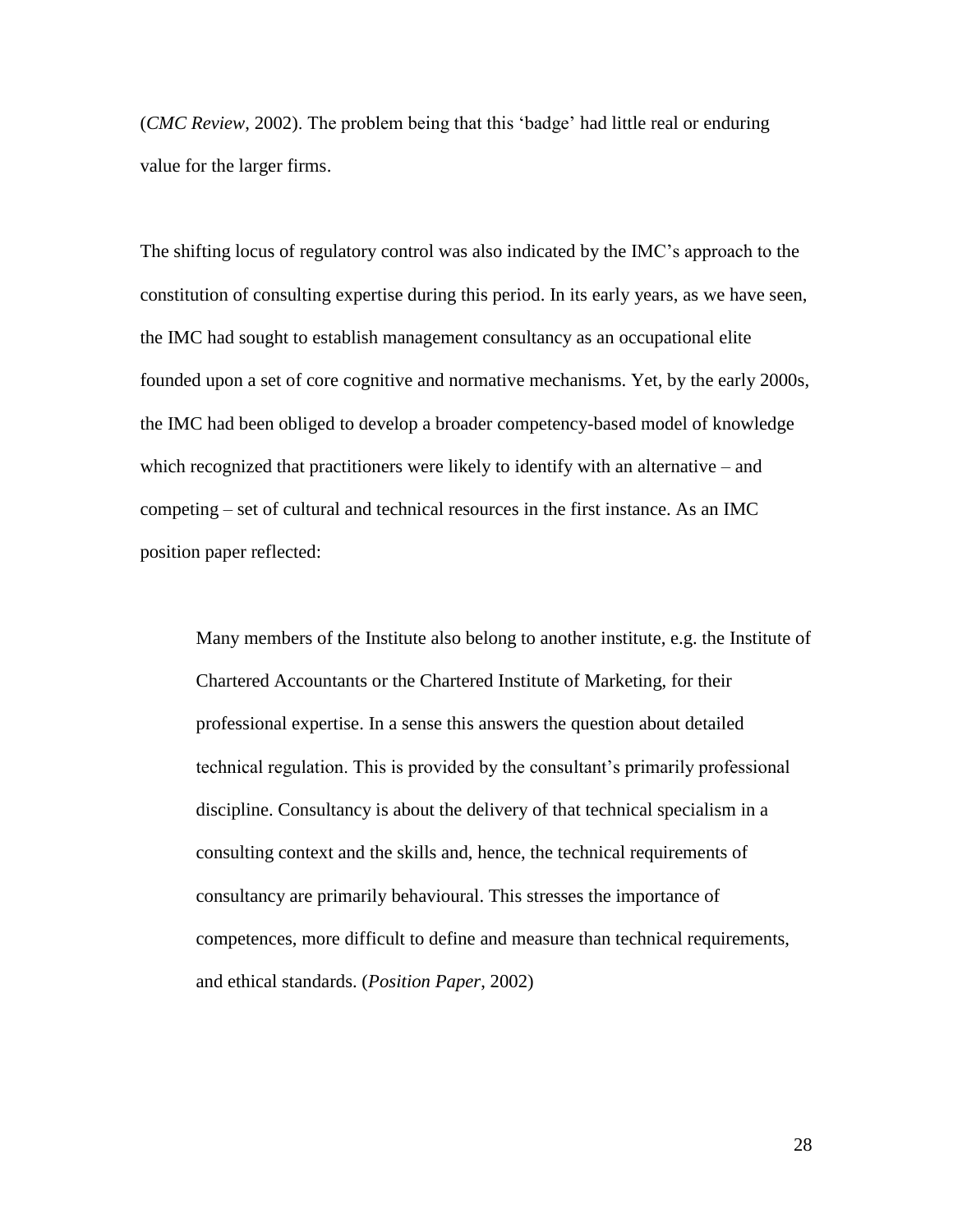(*CMC Review*, 2002). The problem being that this 'badge' had little real or enduring value for the larger firms.

The shifting locus of regulatory control was also indicated by the IMC's approach to the constitution of consulting expertise during this period. In its early years, as we have seen, the IMC had sought to establish management consultancy as an occupational elite founded upon a set of core cognitive and normative mechanisms. Yet, by the early 2000s, the IMC had been obliged to develop a broader competency-based model of knowledge which recognized that practitioners were likely to identify with an alternative – and competing – set of cultural and technical resources in the first instance. As an IMC position paper reflected:

> Many members of the Institute also belong to another institute, e.g. the Institute of Chartered Accountants or the Chartered Institute of Marketing, for their professional expertise. In a sense this answers the question about detailed technical regulation. This is provided by the consultant's primarily professional discipline. Consultancy is about the delivery of that technical specialism in a consulting context and the skills and, hence, the technical requirements of consultancy are primarily behavioural. This stresses the importance of competences, more difficult to define and measure than technical requirements, and ethical standards. (*Position Paper*, 2002)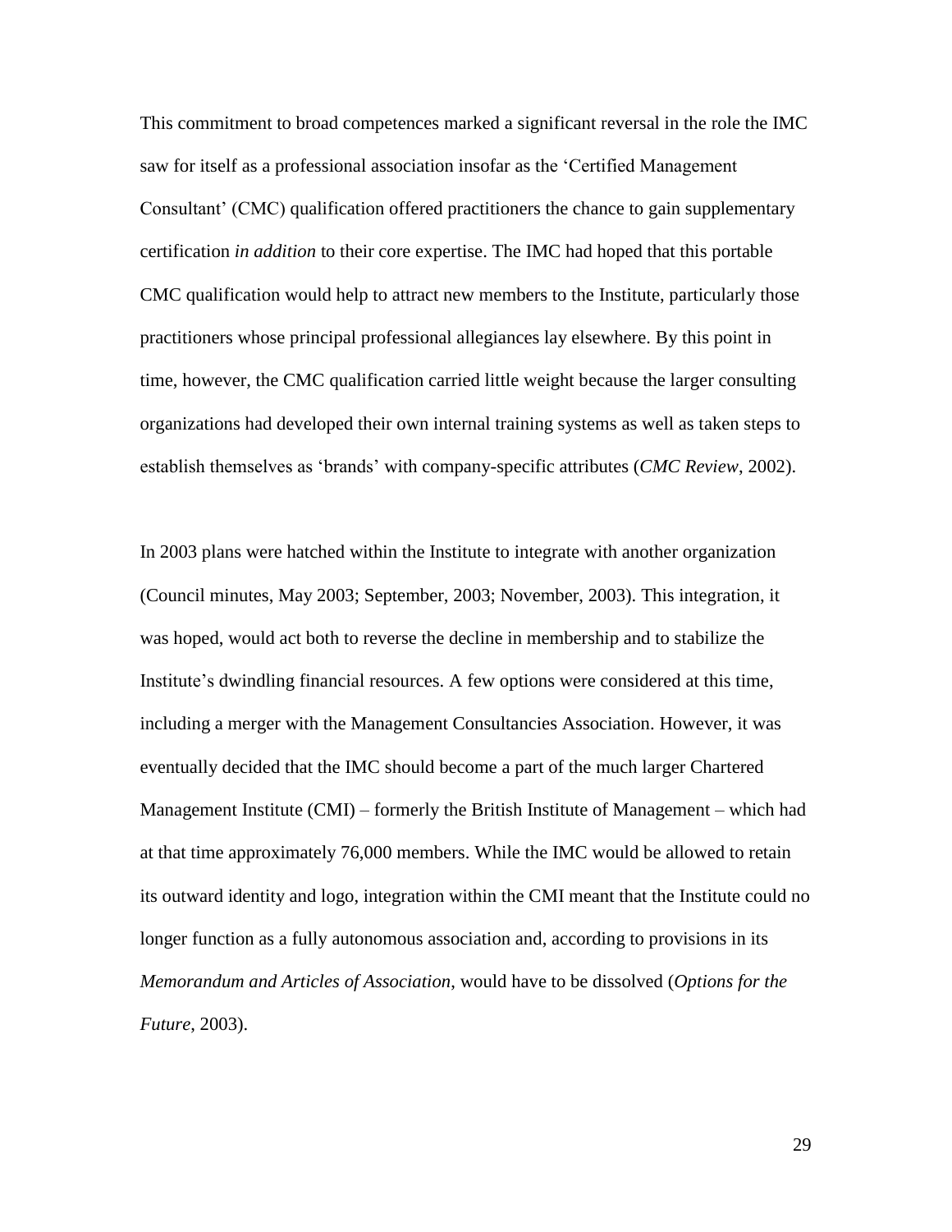This commitment to broad competences marked a significant reversal in the role the IMC saw for itself as a professional association insofar as the 'Certified Management Consultant' (CMC) qualification offered practitioners the chance to gain supplementary certification *in addition* to their core expertise. The IMC had hoped that this portable CMC qualification would help to attract new members to the Institute, particularly those practitioners whose principal professional allegiances lay elsewhere. By this point in time, however, the CMC qualification carried little weight because the larger consulting organizations had developed their own internal training systems as well as taken steps to establish themselves as 'brands' with company-specific attributes (*CMC Review*, 2002).

In 2003 plans were hatched within the Institute to integrate with another organization (Council minutes, May 2003; September, 2003; November, 2003). This integration, it was hoped, would act both to reverse the decline in membership and to stabilize the Institute's dwindling financial resources. A few options were considered at this time, including a merger with the Management Consultancies Association. However, it was eventually decided that the IMC should become a part of the much larger Chartered Management Institute (CMI) – formerly the British Institute of Management – which had at that time approximately 76,000 members. While the IMC would be allowed to retain its outward identity and logo, integration within the CMI meant that the Institute could no longer function as a fully autonomous association and, according to provisions in its *Memorandum and Articles of Association*, would have to be dissolved (*Options for the Future*, 2003).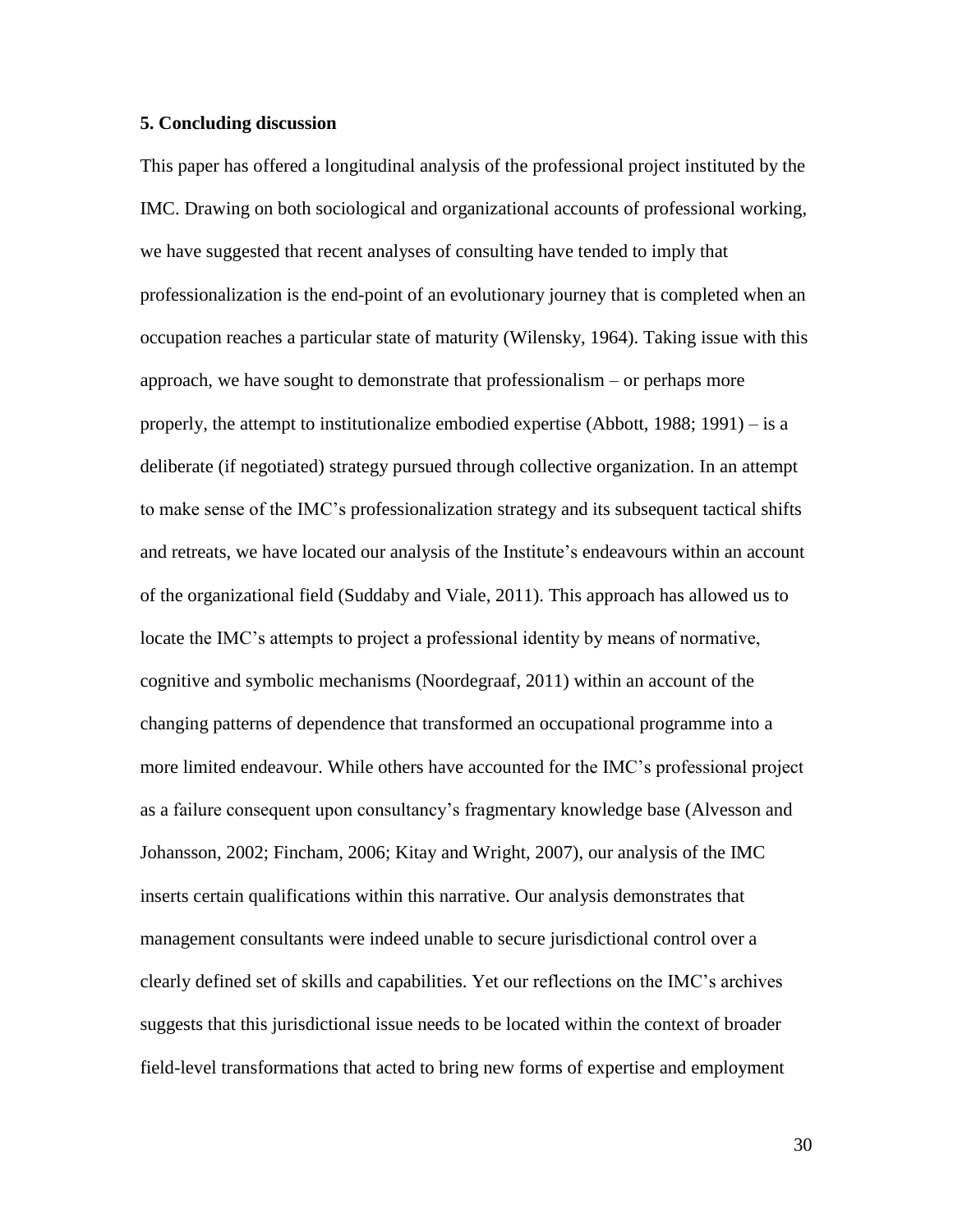## 5. Concluding discussion

This paper has offered a longitudinal analysis of the professional project instituted by the IMC. Drawing on both sociological and organizational accounts of professional working, we have suggested that recent analyses of consulting have tended to imply that professionalization is the end-point of an evolutionary journey that is completed when an occupation reaches a particular state of maturity (Wilensky, 1964). Taking issue with this approach, we have sought to demonstrate that professionalism – or perhaps more properly, the attempt to institutionalize embodied expertise (Abbott, 1988; 1991) – is a deliberate (if negotiated) strategy pursued through collective organization. In an attempt to make sense of the IMC's professionalization strategy and its subsequent tactical shifts and retreats, we have located our analysis of the Institute's endeavours within an account of the organizational field (Suddaby and Viale, 2011). This approach has allowed us to locate the IMC's attempts to project a professional identity by means of normative, cognitive and symbolic mechanisms (Noordegraaf, 2011) within an account of the changing patterns of dependence that transformed an occupational programme into a more limited endeavour. While others have accounted for the IMC's professional project as a failure consequent upon consultancy's fragmentary knowledge base (Alvesson and Johansson, 2002; Fincham, 2006; Kitay and Wright, 2007), our analysis of the IMC inserts certain qualifications within this narrative. Our analysis demonstrates that management consultants were indeed unable to secure jurisdictional control over a clearly defined set of skills and capabilities. Yet our reflections on the IMC's archives suggests that this jurisdictional issue needs to be located within the context of broader field-level transformations that acted to bring new forms of expertise and employment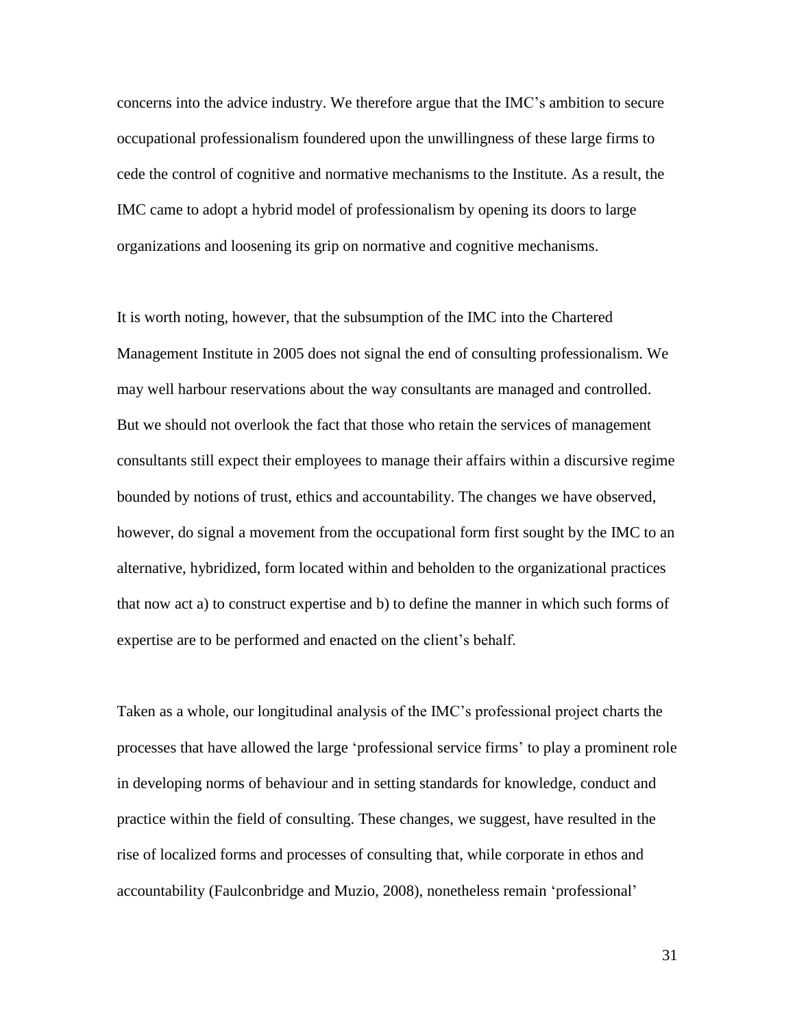concerns into the advice industry. We therefore argue that the IMC's ambition to secure occupational professionalism foundered upon the unwillingness of these large firms to cede the control of cognitive and normative mechanisms to the Institute. As a result, the IMC came to adopt a hybrid model of professionalism by opening its doors to large organizations and loosening its grip on normative and cognitive mechanisms.

It is worth noting, however, that the subsumption of the IMC into the Chartered Management Institute in 2005 does not signal the end of consulting professionalism. We may well harbour reservations about the way consultants are managed and controlled. But we should not overlook the fact that those who retain the services of management consultants still expect their employees to manage their affairs within a discursive regime bounded by notions of trust, ethics and accountability. The changes we have observed, however, do signal a movement from the occupational form first sought by the IMC to an alternative, hybridized, form located within and beholden to the organizational practices that now act a) to construct expertise and b) to define the manner in which such forms of expertise are to be performed and enacted on the client's behalf.

Taken as a whole, our longitudinal analysis of the IMC's professional project charts the processes that have allowed the large 'professional service firms' to play a prominent role in developing norms of behaviour and in setting standards for knowledge, conduct and practice within the field of consulting. These changes, we suggest, have resulted in the rise of localized forms and processes of consulting that, while corporate in ethos and accountability (Faulconbridge and Muzio, 2008), nonetheless remain 'professional'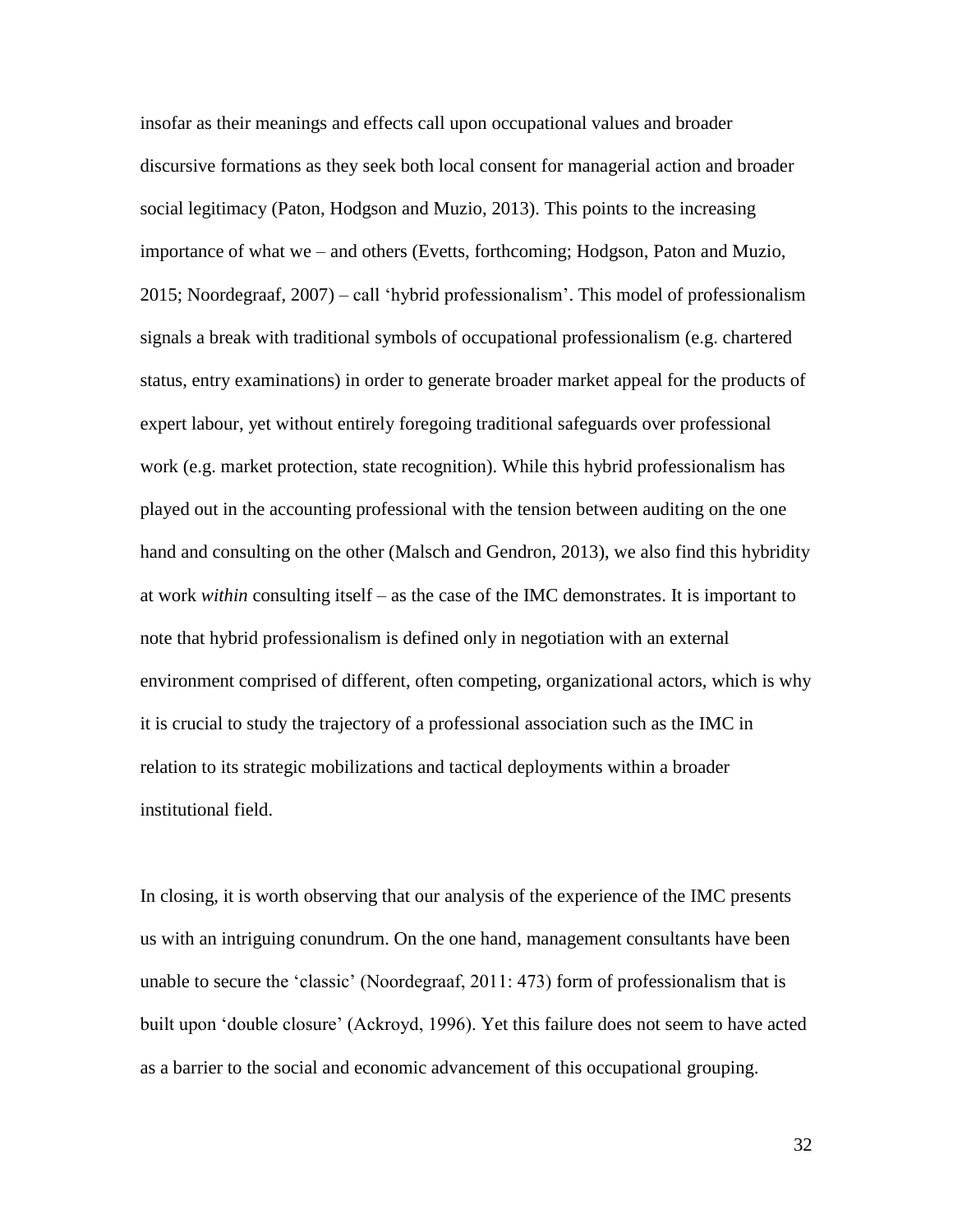insofar as their meanings and effects call upon occupational values and broader discursive formations as they seek both local consent for managerial action and broader social legitimacy (Paton, Hodgson and Muzio, 2013). This points to the increasing importance of what we – and others (Evetts, forthcoming; Hodgson, Paton and Muzio, 2015; Noordegraaf, 2007) – call 'hybrid professionalism'. This model of professionalism signals a break with traditional symbols of occupational professionalism (e.g. chartered status, entry examinations) in order to generate broader market appeal for the products of expert labour, yet without entirely foregoing traditional safeguards over professional work (e.g. market protection, state recognition). While this hybrid professionalism has played out in the accounting professional with the tension between auditing on the one hand and consulting on the other (Malsch and Gendron, 2013), we also find this hybridity at work *within* consulting itself – as the case of the IMC demonstrates. It is important to note that hybrid professionalism is defined only in negotiation with an external environment comprised of different, often competing, organizational actors, which is why it is crucial to study the trajectory of a professional association such as the IMC in relation to its strategic mobilizations and tactical deployments within a broader institutional field.

In closing, it is worth observing that our analysis of the experience of the IMC presents us with an intriguing conundrum. On the one hand, management consultants have been unable to secure the 'classic' (Noordegraaf, 2011: 473) form of professionalism that is built upon 'double closure' (Ackroyd, 1996). Yet this failure does not seem to have acted as a barrier to the social and economic advancement of this occupational grouping.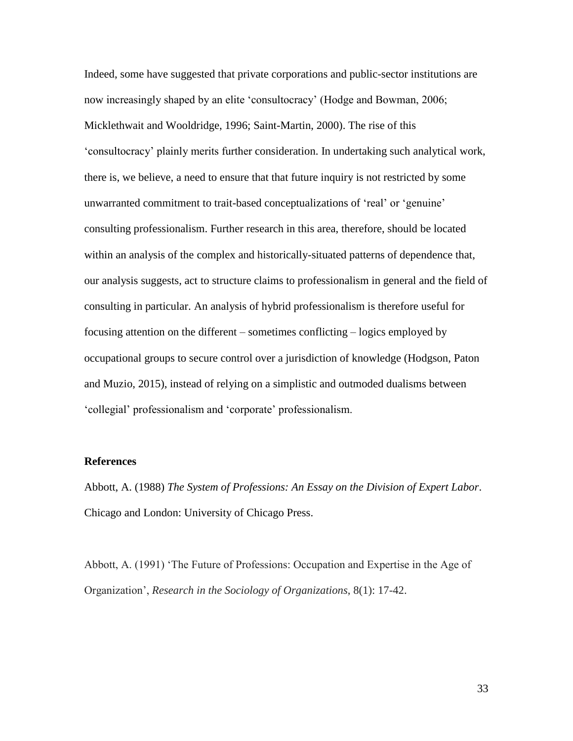Indeed, some have suggested that private corporations and public-sector institutions are now increasingly shaped by an elite 'consultocracy' (Hodge and Bowman, 2006; Micklethwait and Wooldridge, 1996; Saint-Martin, 2000). The rise of this 'consultocracy' plainly merits further consideration. In undertaking such analytical work, there is, we believe, a need to ensure that that future inquiry is not restricted by some unwarranted commitment to trait-based conceptualizations of 'real' or 'genuine' consulting professionalism. Further research in this area, therefore, should be located within an analysis of the complex and historically-situated patterns of dependence that, our analysis suggests, act to structure claims to professionalism in general and the field of consulting in particular. An analysis of hybrid professionalism is therefore useful for focusing attention on the different – sometimes conflicting – logics employed by occupational groups to secure control over a jurisdiction of knowledge (Hodgson, Paton and Muzio, 2015), instead of relying on a simplistic and outmoded dualisms between 'collegial' professionalism and 'corporate' professionalism.

## References

Abbott, A. (1988) *The System of Professions: An Essay on the Division of Expert Labor*. Chicago and London: University of Chicago Press.

Abbott, A. (1991) 'The Future of Professions: Occupation and Expertise in the Age of Organization', *Research in the Sociology of Organizations*, 8(1): 17-42.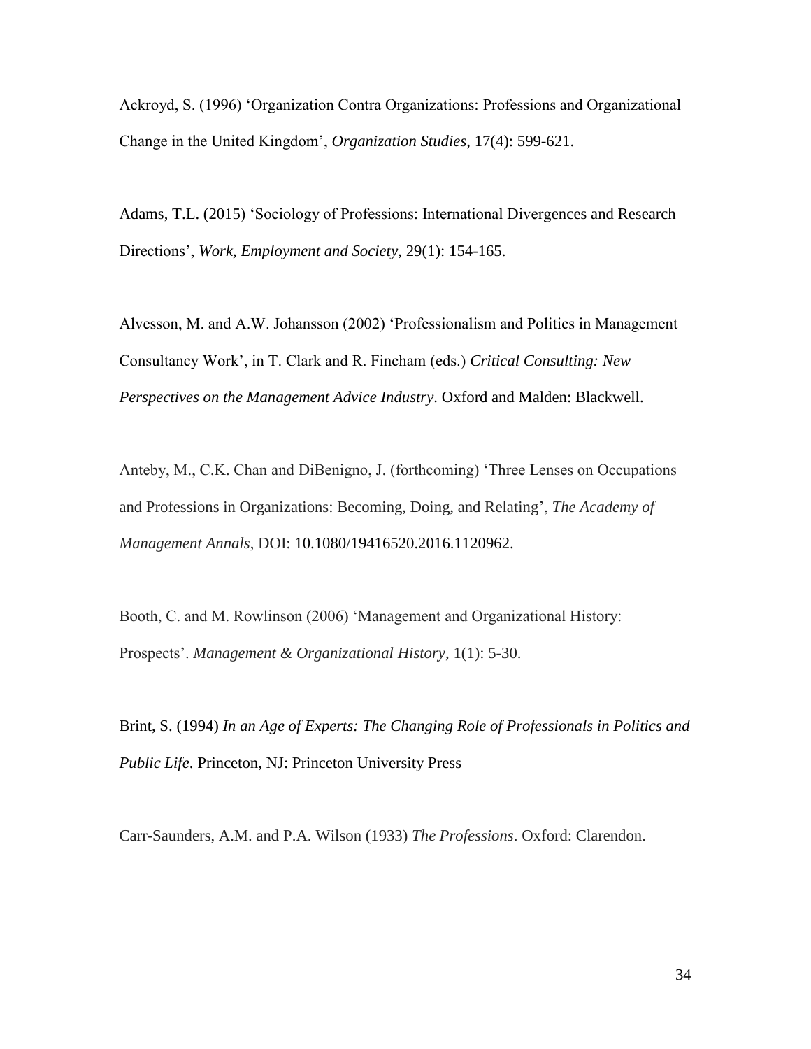Ackroyd, S. (1996) 'Organization Contra Organizations: Professions and Organizational Change in the United Kingdom', *Organization Studies*, 17(4): 599-621.

Adams, T.L. (2015) 'Sociology of Professions: International Divergences and Research Directions', *Work, Employment and Society*, 29(1): 154-165.

Alvesson, M. and A.W. Johansson (2002) 'Professionalism and Politics in Management Consultancy Work', in T. Clark and R. Fincham (eds.) *Critical Consulting: New Perspectives on the Management Advice Industry*. Oxford and Malden: Blackwell.

Anteby, M., C.K. Chan and DiBenigno, J. (forthcoming) 'Three Lenses on Occupations and Professions in Organizations: Becoming, Doing, and Relating', *The Academy of Management Annals*, DOI: 10.1080/19416520.2016.1120962.

Booth, C. and M. Rowlinson (2006) 'Management and Organizational History: Prospects'. *Management & Organizational History*, 1(1): 5-30.

Brint, S. (1994) *In an Age of Experts: The Changing Role of Professionals in Politics and Public Life*. Princeton, NJ: Princeton University Press

Carr-Saunders, A.M. and P.A. Wilson (1933) *The Professions*. Oxford: Clarendon.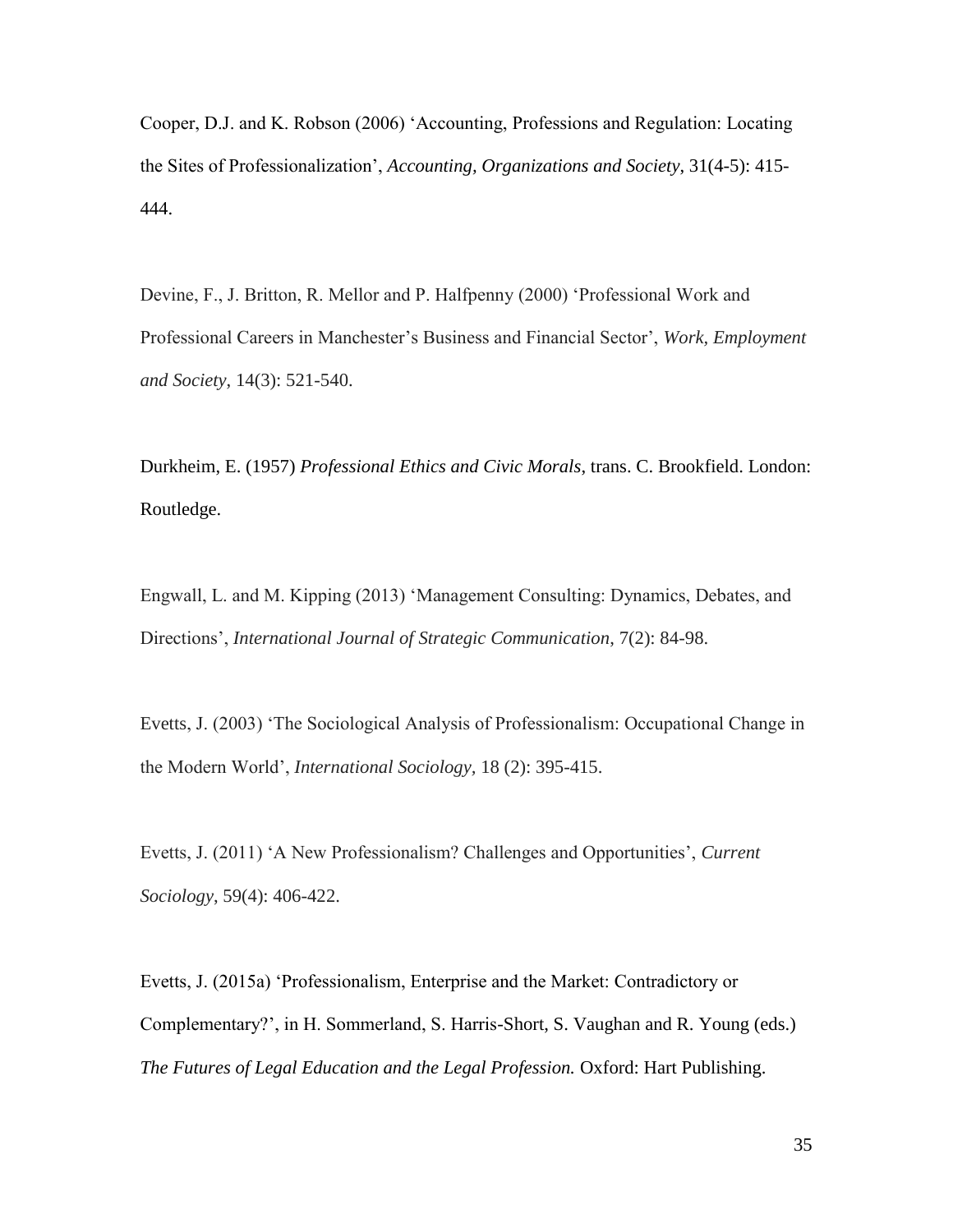Cooper, D.J. and K. Robson (2006) 'Accounting, Professions and Regulation: Locating the Sites of Professionalization', *Accounting, Organizations and Society*, 31(4-5): 415-444.

Devine, F., J. Britton, R. Mellor and P. Halfpenny (2000) 'Professional Work and Professional Careers in Manchester's Business and Financial Sector', *Work, Employment and Society*, 14(3): 521-540.

Durkheim, E. (1957) *Professional Ethics and Civic Morals*, trans. C. Brookfield. London: Routledge.

Engwall, L. and M. Kipping (2013) 'Management Consulting: Dynamics, Debates, and Directions', *International Journal of Strategic Communication*, 7(2): 84-98.

Evetts, J. (2003) 'The Sociological Analysis of Professionalism: Occupational Change in the Modern World', *International Sociology*, 18 (2): 395-415.

Evetts, J. (2011) 'A New Professionalism? Challenges and Opportunities', *Current Sociology*, 59(4): 406-422.

Evetts, J. (2015a) 'Professionalism, Enterprise and the Market: Contradictory or Complementary?', in H. Sommerland, S. Harris-Short, S. Vaughan and R. Young (eds.) *The Futures of Legal Education and the Legal Profession.* Oxford: Hart Publishing.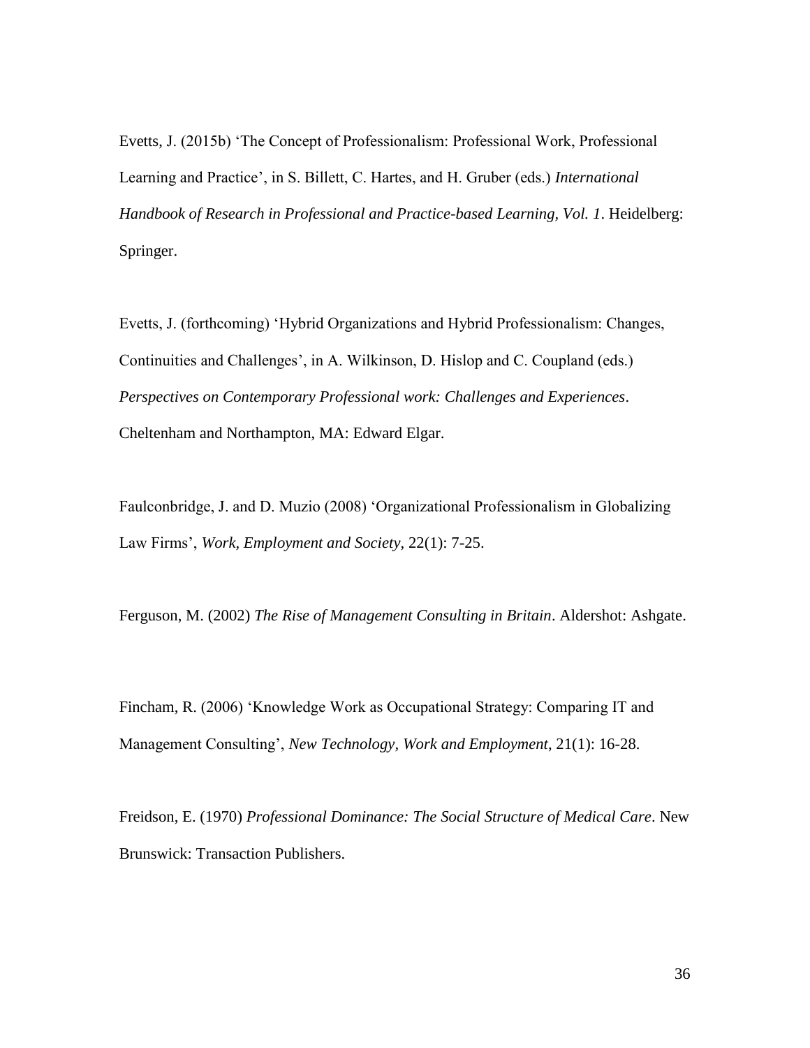Evetts, J. (2015b) ‘The Concept of Professionalism: Professional Work, Professional Learning and Practice’, in S. Billett, C. Hartes, and H. Gruber (eds.) *International Handbook of Research in Professional and Practice-based Learning, Vol. 1*. Heidelberg: Springer.

Evetts, J. (forthcoming) ‘Hybrid Organizations and Hybrid Professionalism: Changes, Continuities and Challenges’, in A. Wilkinson, D. Hislop and C. Coupland (eds.) *Perspectives on Contemporary Professional work: Challenges and Experiences*. Cheltenham and Northampton, MA: Edward Elgar.

Faulconbridge, J. and D. Muzio (2008) ‘Organizational Professionalism in Globalizing Law Firms’, *Work, Employment and Society*, 22(1): 7-25.

Ferguson, M. (2002) *The Rise of Management Consulting in Britain*. Aldershot: Ashgate.

Fincham, R. (2006) ‘Knowledge Work as Occupational Strategy: Comparing IT and Management Consulting’, *New Technology, Work and Employment*, 21(1): 16-28.

Freidson, E. (1970) *Professional Dominance: The Social Structure of Medical Care*. New Brunswick: Transaction Publishers.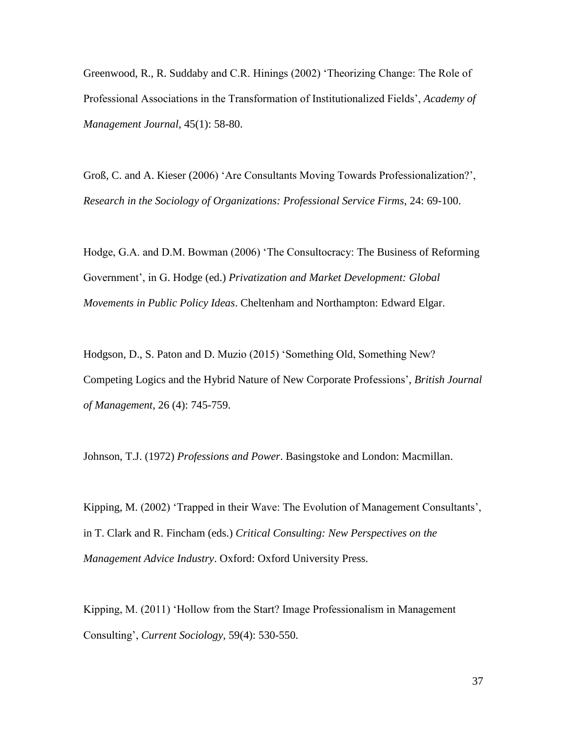Greenwood, R., R. Suddaby and C.R. Hinings (2002) 'Theorizing Change: The Role of Professional Associations in the Transformation of Institutionalized Fields', *Academy of Management Journal*, 45(1): 58-80.

Groß, C. and A. Kieser (2006) 'Are Consultants Moving Towards Professionalization?', *Research in the Sociology of Organizations: Professional Service Firms*, 24: 69-100.

Hodge, G.A. and D.M. Bowman (2006) 'The Consultocracy: The Business of Reforming Government', in G. Hodge (ed.) *Privatization and Market Development: Global Movements in Public Policy Ideas*. Cheltenham and Northampton: Edward Elgar.

Hodgson, D., S. Paton and D. Muzio (2015) 'Something Old, Something New? Competing Logics and the Hybrid Nature of New Corporate Professions', *British Journal of Management*, 26 (4): 745-759.

Johnson, T.J. (1972) *Professions and Power*. Basingstoke and London: Macmillan.

Kipping, M. (2002) 'Trapped in their Wave: The Evolution of Management Consultants', in T. Clark and R. Fincham (eds.) *Critical Consulting: New Perspectives on the Management Advice Industry*. Oxford: Oxford University Press.

Kipping, M. (2011) 'Hollow from the Start? Image Professionalism in Management Consulting', *Current Sociology*, 59(4): 530-550.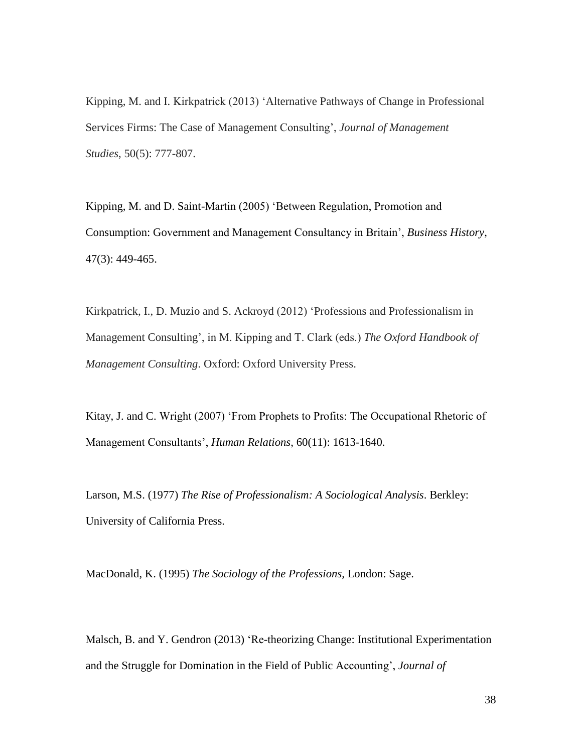Kipping, M. and I. Kirkpatrick (2013) 'Alternative Pathways of Change in Professional Services Firms: The Case of Management Consulting', *Journal of Management Studies*, 50(5): 777-807.

Kipping, M. and D. Saint-Martin (2005) 'Between Regulation, Promotion and Consumption: Government and Management Consultancy in Britain', *Business History*, 47(3): 449-465.

Kirkpatrick, I., D. Muzio and S. Ackroyd (2012) 'Professions and Professionalism in Management Consulting', in M. Kipping and T. Clark (eds.) *The Oxford Handbook of Management Consulting*. Oxford: Oxford University Press.

Kitay, J. and C. Wright (2007) 'From Prophets to Profits: The Occupational Rhetoric of Management Consultants', *Human Relations*, 60(11): 1613-1640.

Larson, M.S. (1977) *The Rise of Professionalism: A Sociological Analysis*. Berkley: University of California Press.

MacDonald, K. (1995) *The Sociology of the Professions*, London: Sage.

Malsch, B. and Y. Gendron (2013) 'Re-theorizing Change: Institutional Experimentation and the Struggle for Domination in the Field of Public Accounting', *Journal of*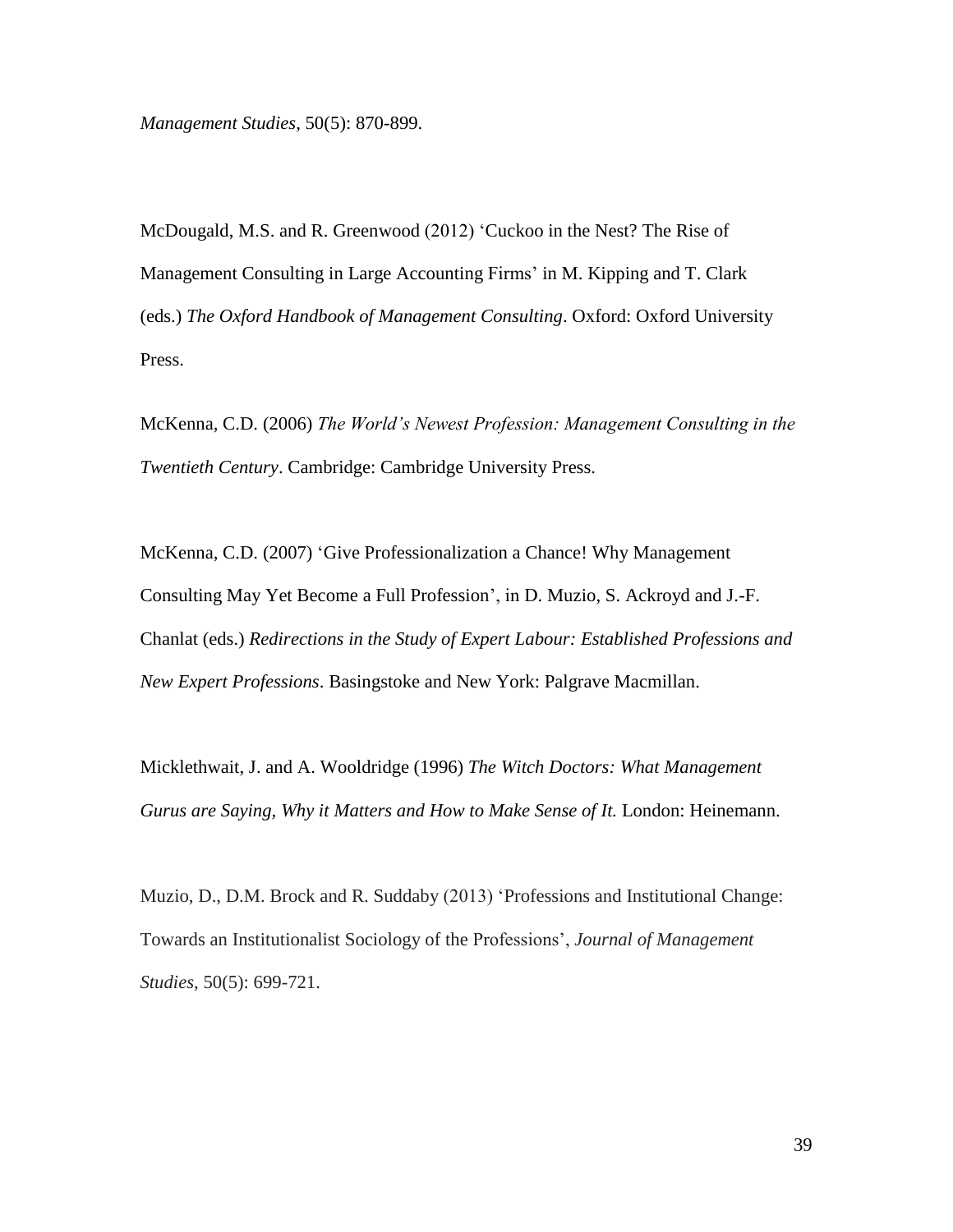*Management Studies*, 50(5): 870-899.

McDougald, M.S. and R. Greenwood (2012) 'Cuckoo in the Nest? The Rise of Management Consulting in Large Accounting Firms' in M. Kipping and T. Clark (eds.) *The Oxford Handbook of Management Consulting*. Oxford: Oxford University Press.

McKenna, C.D. (2006) *The World's Newest Profession: Management Consulting in the Twentieth Century*. Cambridge: Cambridge University Press.

McKenna, C.D. (2007) 'Give Professionalization a Chance! Why Management Consulting May Yet Become a Full Profession', in D. Muzio, S. Ackroyd and J.-F. Chanlat (eds.) *Redirections in the Study of Expert Labour: Established Professions and New Expert Professions*. Basingstoke and New York: Palgrave Macmillan.

Micklethwait, J. and A. Wooldridge (1996) *The Witch Doctors: What Management Gurus are Saying, Why it Matters and How to Make Sense of It.* London: Heinemann.

Muzio, D., D.M. Brock and R. Suddaby (2013) 'Professions and Institutional Change: Towards an Institutionalist Sociology of the Professions', *Journal of Management Studies*, 50(5): 699-721.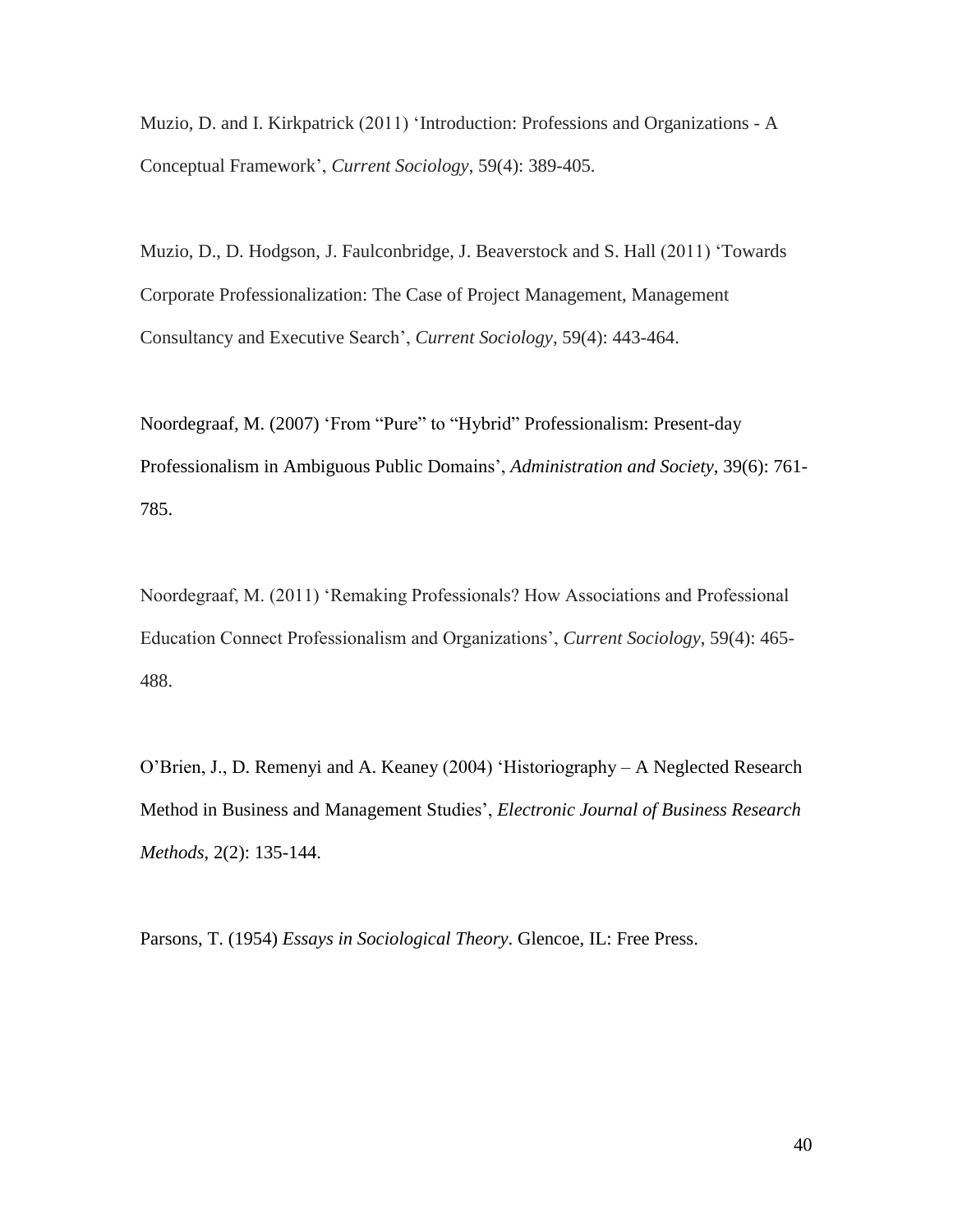Muzio, D. and I. Kirkpatrick (2011) 'Introduction: Professions and Organizations - A Conceptual Framework', *Current Sociology*, 59(4): 389-405.

Muzio, D., D. Hodgson, J. Faulconbridge, J. Beaverstock and S. Hall (2011) 'Towards Corporate Professionalization: The Case of Project Management, Management Consultancy and Executive Search', *Current Sociology*, 59(4): 443-464.

Noordegraaf, M. (2007) 'From "Pure" to "Hybrid" Professionalism: Present-day Professionalism in Ambiguous Public Domains', *Administration and Society*, 39(6): 761-785.

Noordegraaf, M. (2011) 'Remaking Professionals? How Associations and Professional Education Connect Professionalism and Organizations', *Current Sociology*, 59(4): 465-488.

O'Brien, J., D. Remenyi and A. Keaney (2004) 'Historiography – A Neglected Research Method in Business and Management Studies', *Electronic Journal of Business Research Methods*, 2(2): 135-144.

Parsons, T. (1954) *Essays in Sociological Theory*. Glencoe, IL: Free Press.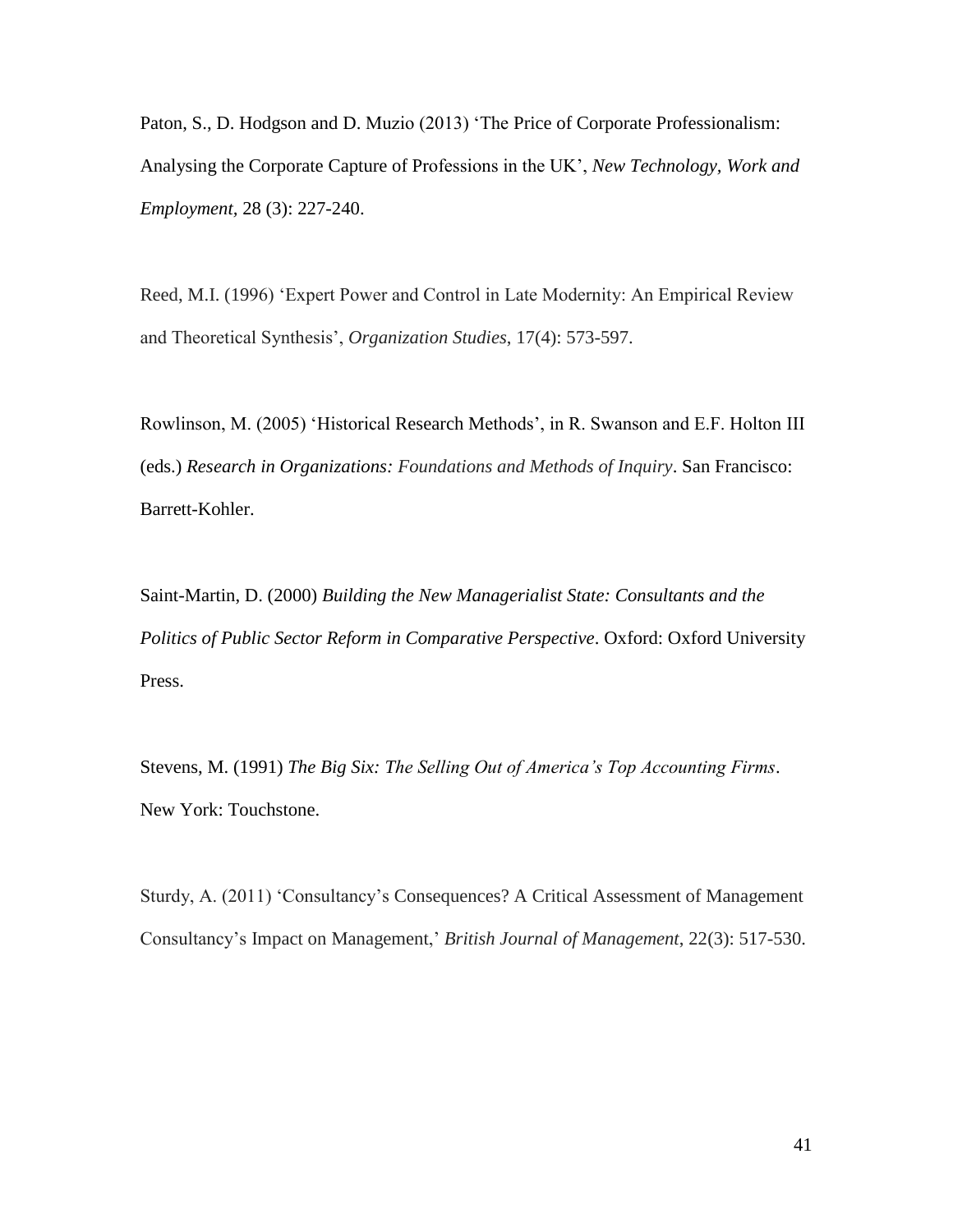Paton, S., D. Hodgson and D. Muzio (2013) 'The Price of Corporate Professionalism: Analysing the Corporate Capture of Professions in the UK', *New Technology, Work and Employment*, 28 (3): 227-240.

Reed, M.I. (1996) 'Expert Power and Control in Late Modernity: An Empirical Review and Theoretical Synthesis', *Organization Studies*, 17(4): 573-597.

Rowlinson, M. (2005) 'Historical Research Methods', in R. Swanson and E.F. Holton III (eds.) *Research in Organizations: Foundations and Methods of Inquiry*. San Francisco: Barrett-Kohler.

Saint-Martin, D. (2000) *Building the New Managerialist State: Consultants and the Politics of Public Sector Reform in Comparative Perspective*. Oxford: Oxford University Press.

Stevens, M. (1991) *The Big Six: The Selling Out of America's Top Accounting Firms*. New York: Touchstone.

Sturdy, A. (2011) 'Consultancy's Consequences? A Critical Assessment of Management Consultancy's Impact on Management,' *British Journal of Management*, 22(3): 517-530.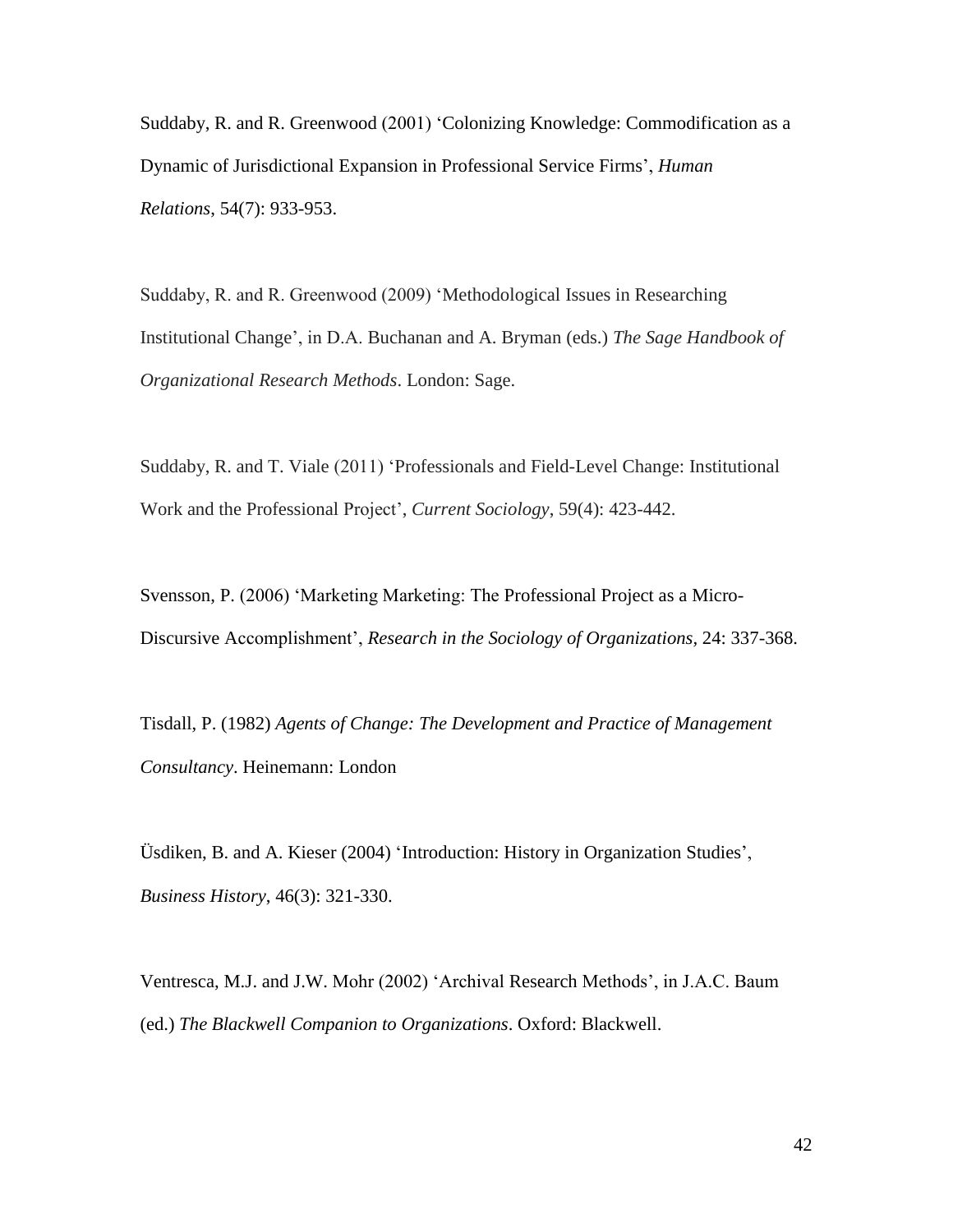Suddaby, R. and R. Greenwood (2001) 'Colonizing Knowledge: Commodification as a Dynamic of Jurisdictional Expansion in Professional Service Firms', *Human Relations*, 54(7): 933-953.

Suddaby, R. and R. Greenwood (2009) 'Methodological Issues in Researching Institutional Change', in D.A. Buchanan and A. Bryman (eds.) *The Sage Handbook of Organizational Research Methods*. London: Sage.

Suddaby, R. and T. Viale (2011) 'Professionals and Field-Level Change: Institutional Work and the Professional Project', *Current Sociology*, 59(4): 423-442.

Svensson, P. (2006) 'Marketing Marketing: The Professional Project as a Micro-Discursive Accomplishment', *Research in the Sociology of Organizations,* 24: 337-368.

Tisdall, P. (1982) *Agents of Change: The Development and Practice of Management Consultancy*. Heinemann: London

Üsdiken, B. and A. Kieser (2004) 'Introduction: History in Organization Studies', *Business History*, 46(3): 321-330.

Ventresca, M.J. and J.W. Mohr (2002) 'Archival Research Methods', in J.A.C. Baum (ed.) *The Blackwell Companion to Organizations*. Oxford: Blackwell.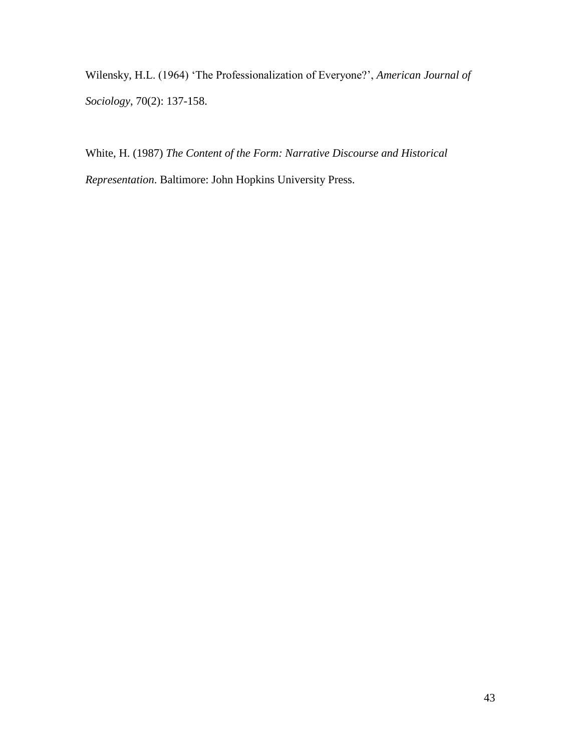Wilensky, H.L. (1964) 'The Professionalization of Everyone?', *American Journal of Sociology*, 70(2): 137-158.

White, H. (1987) *The Content of the Form: Narrative Discourse and Historical Representation*. Baltimore: John Hopkins University Press.